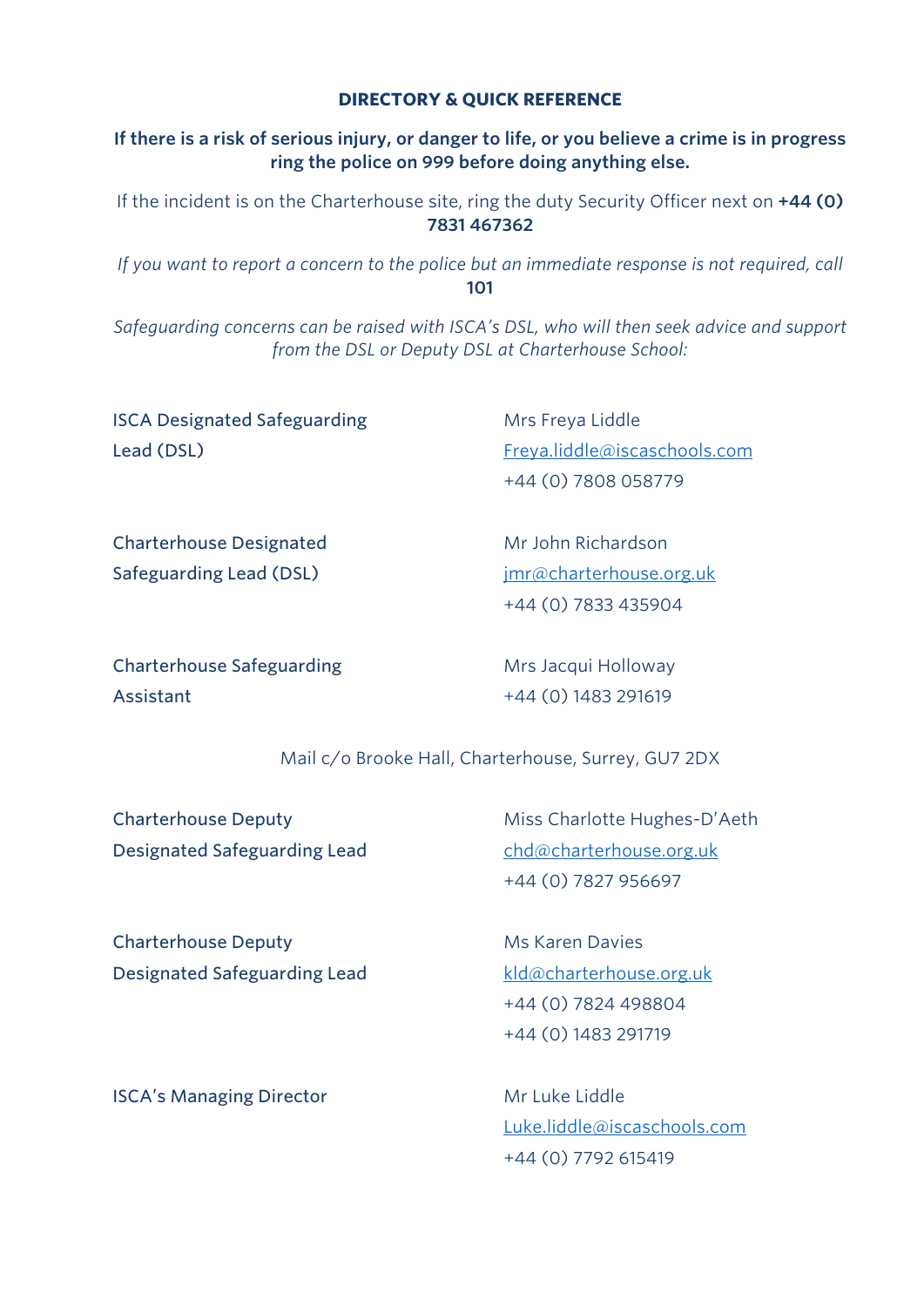## DIRECTORY & QUICK REFERENCE

**If there is a risk of serious injury, or danger to life, or you believe a crime is in progress ring the police on 999 before doing anything else.**

If the incident is on the Charterhouse site, ring the duty Security Officer next on **+44 (0) 7831 467362**

*If you want to report a concern to the police but an immediate response is not required, call* **101**

*Safeguarding concerns can be raised with ISCA's DSL, who will then seek advice and support from the DSL or Deputy DSL at Charterhouse School:*

| | |
|---|---|
| ISCA Designated Safeguarding Lead (DSL) | Mrs Freya Liddle<br>Freya.liddle@iscaschools.com<br>+44 (0) 7808 058779 |
| Charterhouse Designated Safeguarding Lead (DSL) | Mr John Richardson<br>jmr@charterhouse.org.uk<br>+44 (0) 7833 435904 |
| Charterhouse Safeguarding Assistant | Mrs Jacqui Holloway<br>+44 (0) 1483 291619 |

Mail c/o Brooke Hall, Charterhouse, Surrey, GU7 2DX

| | |
|---|---|
| Charterhouse Deputy Designated Safeguarding Lead | Miss Charlotte Hughes-D'Aeth<br>chd@charterhouse.org.uk<br>+44 (0) 7827 956697 |
| Charterhouse Deputy Designated Safeguarding Lead | Ms Karen Davies<br>kld@charterhouse.org.uk<br>+44 (0) 7824 498804<br>+44 (0) 1483 291719 |
| ISCA's Managing Director | Mr Luke Liddle<br>Luke.liddle@iscaschools.com<br>+44 (0) 7792 615419 |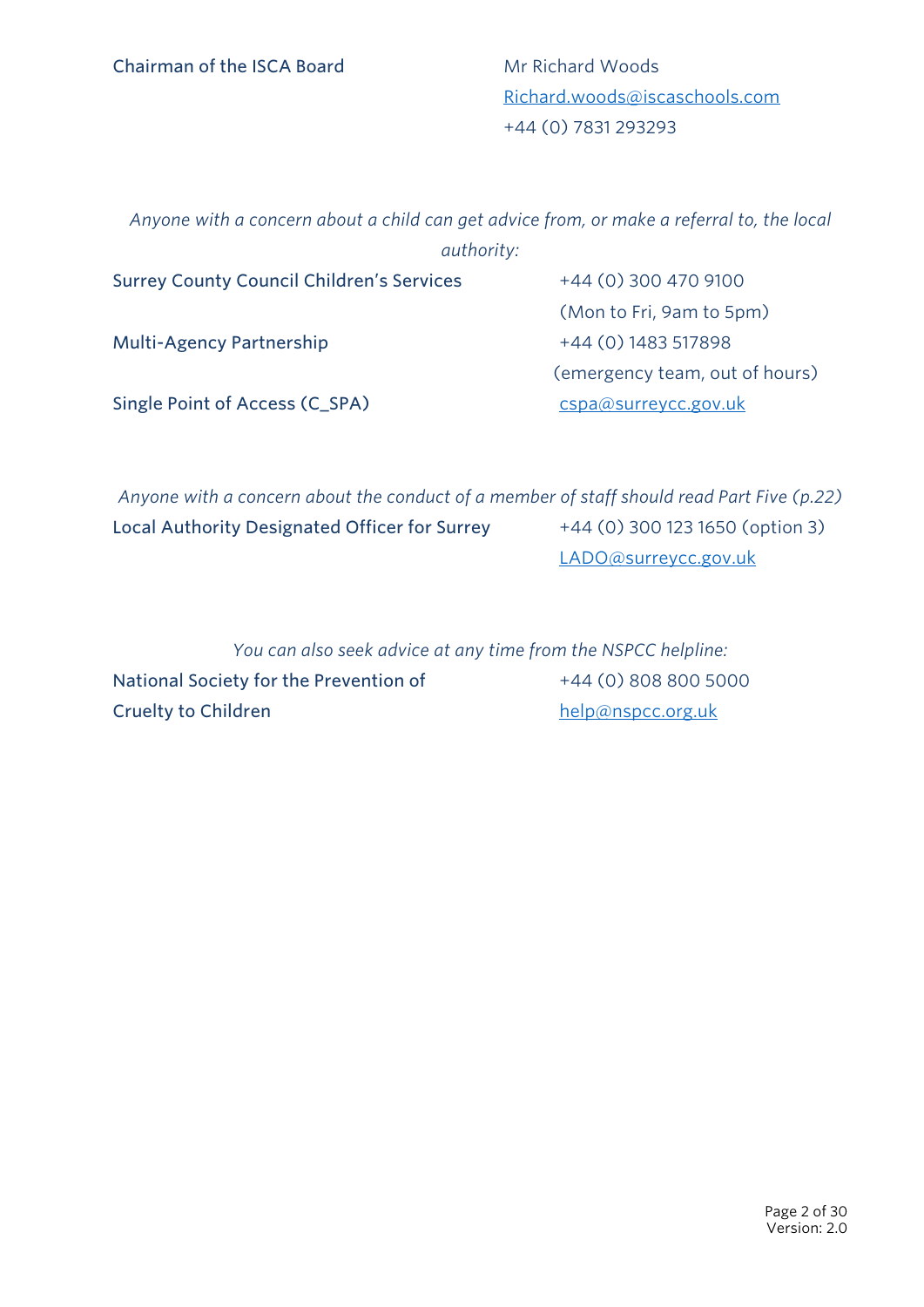| | |
|---|---|
| Chairman of the ISCA Board | Mr Richard Woods<br>Richard.woods@iscaschools.com<br>+44 (0) 7831 293293 |

*Anyone with a concern about a child can get advice from, or make a referral to, the local authority:*

| | |
|---|---|
| Surrey County Council Children's Services | +44 (0) 300 470 9100<br>(Mon to Fri, 9am to 5pm) |
| Multi-Agency Partnership | +44 (0) 1483 517898<br>(emergency team, out of hours) |
| Single Point of Access (C_SPA) | cspa@surreycc.gov.uk |

*Anyone with a concern about the conduct of a member of staff should read Part Five (p.22)*

| | |
|---|---|
| Local Authority Designated Officer for Surrey | +44 (0) 300 123 1650 (option 3)<br>LADO@surreycc.gov.uk |

*You can also seek advice at any time from the NSPCC helpline:*

| | |
|---|---|
| National Society for the Prevention of Cruelty to Children | +44 (0) 808 800 5000<br>help@nspcc.org.uk |

Version: 2.0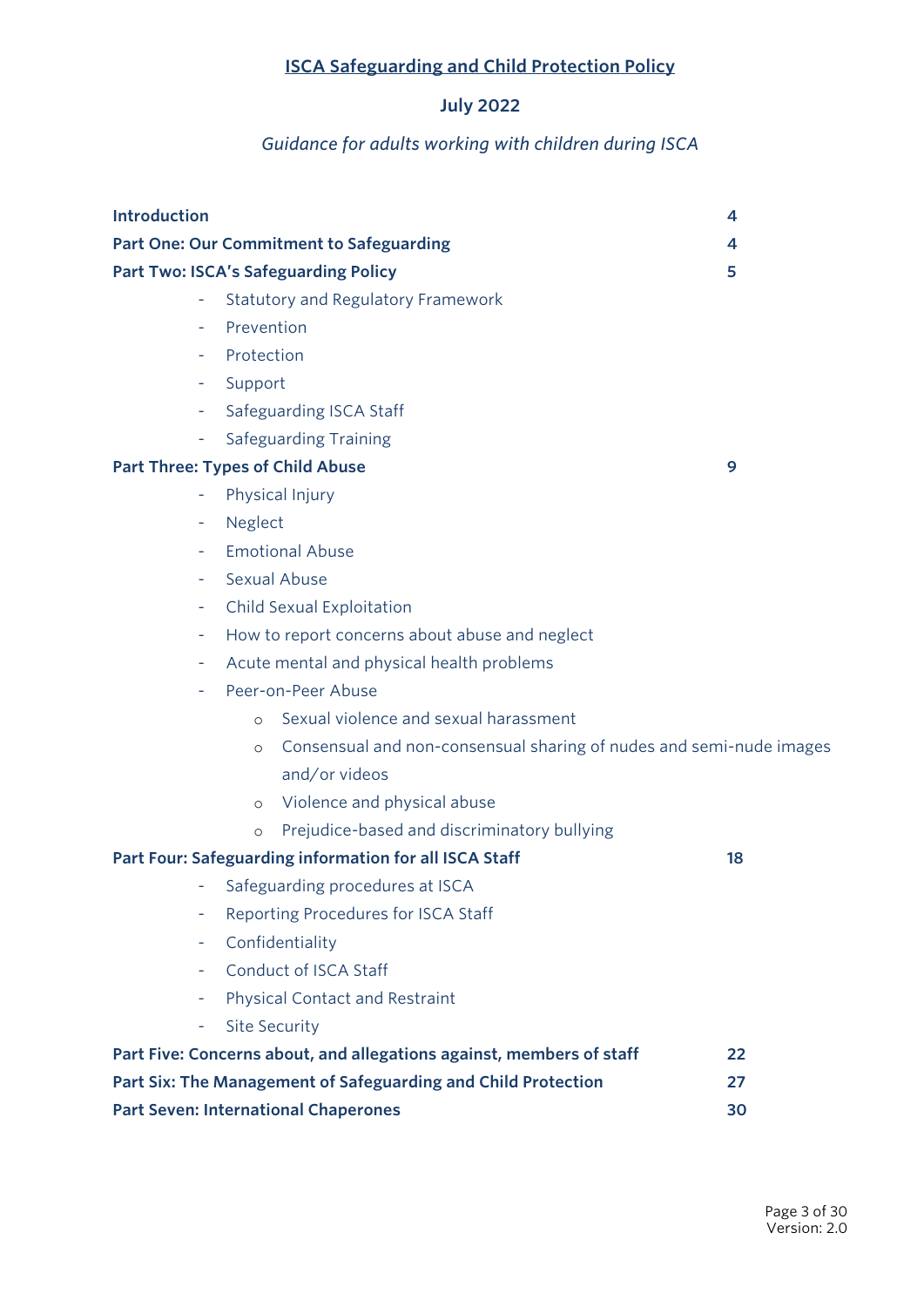# ISCA Safeguarding and Child Protection Policy

**July 2022**

*Guidance for adults working with children during ISCA*

| | |
|---|---|
| **Introduction** | **4** |
| **Part One: Our Commitment to Safeguarding** | **4** |
| **Part Two: ISCA's Safeguarding Policy** | **5** |
| - Statutory and Regulatory Framework | |
| - Prevention | |
| - Protection | |
| - Support | |
| - Safeguarding ISCA Staff | |
| - Safeguarding Training | |
| **Part Three: Types of Child Abuse** | **9** |
| - Physical Injury | |
| - Neglect | |
| - Emotional Abuse | |
| - Sexual Abuse | |
| - Child Sexual Exploitation | |
| - How to report concerns about abuse and neglect | |
| - Acute mental and physical health problems | |
| - Peer-on-Peer Abuse | |
| o Sexual violence and sexual harassment | |
| o Consensual and non-consensual sharing of nudes and semi-nude images and/or videos | |
| o Violence and physical abuse | |
| o Prejudice-based and discriminatory bullying | |
| **Part Four: Safeguarding information for all ISCA Staff** | **18** |
| - Safeguarding procedures at ISCA | |
| - Reporting Procedures for ISCA Staff | |
| - Confidentiality | |
| - Conduct of ISCA Staff | |
| - Physical Contact and Restraint | |
| - Site Security | |
| **Part Five: Concerns about, and allegations against, members of staff** | **22** |
| **Part Six: The Management of Safeguarding and Child Protection** | **27** |
| **Part Seven: International Chaperones** | **30** |

Version: 2.0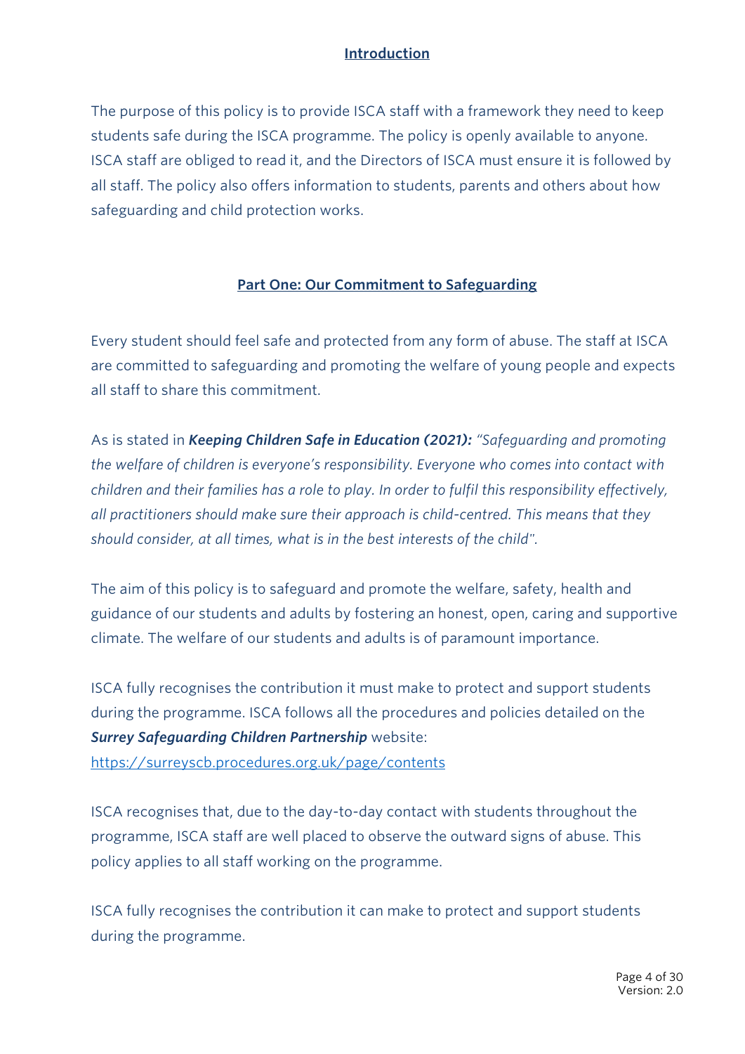## Introduction

The purpose of this policy is to provide ISCA staff with a framework they need to keep students safe during the ISCA programme. The policy is openly available to anyone. ISCA staff are obliged to read it, and the Directors of ISCA must ensure it is followed by all staff. The policy also offers information to students, parents and others about how safeguarding and child protection works.

## Part One: Our Commitment to Safeguarding

Every student should feel safe and protected from any form of abuse. The staff at ISCA are committed to safeguarding and promoting the welfare of young people and expects all staff to share this commitment.

As is stated in ***Keeping Children Safe in Education (2021):*** *"Safeguarding and promoting the welfare of children is everyone's responsibility. Everyone who comes into contact with children and their families has a role to play. In order to fulfil this responsibility effectively, all practitioners should make sure their approach is child-centred. This means that they should consider, at all times, what is in the best interests of the child".*

The aim of this policy is to safeguard and promote the welfare, safety, health and guidance of our students and adults by fostering an honest, open, caring and supportive climate. The welfare of our students and adults is of paramount importance.

ISCA fully recognises the contribution it must make to protect and support students during the programme. ISCA follows all the procedures and policies detailed on the ***Surrey Safeguarding Children Partnership*** website: [https://surreyscb.procedures.org.uk/page/contents](https://surreyscb.procedures.org.uk/page/contents)

ISCA recognises that, due to the day-to-day contact with students throughout the programme, ISCA staff are well placed to observe the outward signs of abuse. This policy applies to all staff working on the programme.

ISCA fully recognises the contribution it can make to protect and support students during the programme.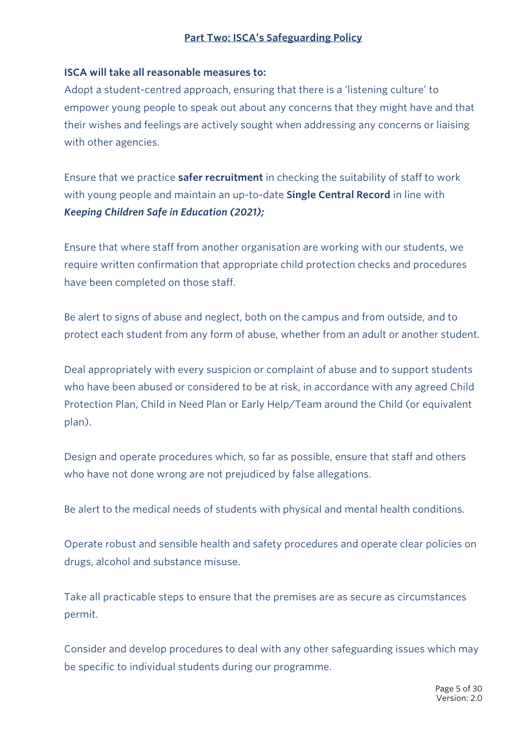## Part Two: ISCA's Safeguarding Policy

**ISCA will take all reasonable measures to:**

Adopt a student-centred approach, ensuring that there is a 'listening culture' to empower young people to speak out about any concerns that they might have and that their wishes and feelings are actively sought when addressing any concerns or liaising with other agencies.

Ensure that we practice **safer recruitment** in checking the suitability of staff to work with young people and maintain an up-to-date **Single Central Record** in line with ***Keeping Children Safe in Education (2021);***

Ensure that where staff from another organisation are working with our students, we require written confirmation that appropriate child protection checks and procedures have been completed on those staff.

Be alert to signs of abuse and neglect, both on the campus and from outside, and to protect each student from any form of abuse, whether from an adult or another student.

Deal appropriately with every suspicion or complaint of abuse and to support students who have been abused or considered to be at risk, in accordance with any agreed Child Protection Plan, Child in Need Plan or Early Help/Team around the Child (or equivalent plan).

Design and operate procedures which, so far as possible, ensure that staff and others who have not done wrong are not prejudiced by false allegations.

Be alert to the medical needs of students with physical and mental health conditions.

Operate robust and sensible health and safety procedures and operate clear policies on drugs, alcohol and substance misuse.

Take all practicable steps to ensure that the premises are as secure as circumstances permit.

Consider and develop procedures to deal with any other safeguarding issues which may be specific to individual students during our programme.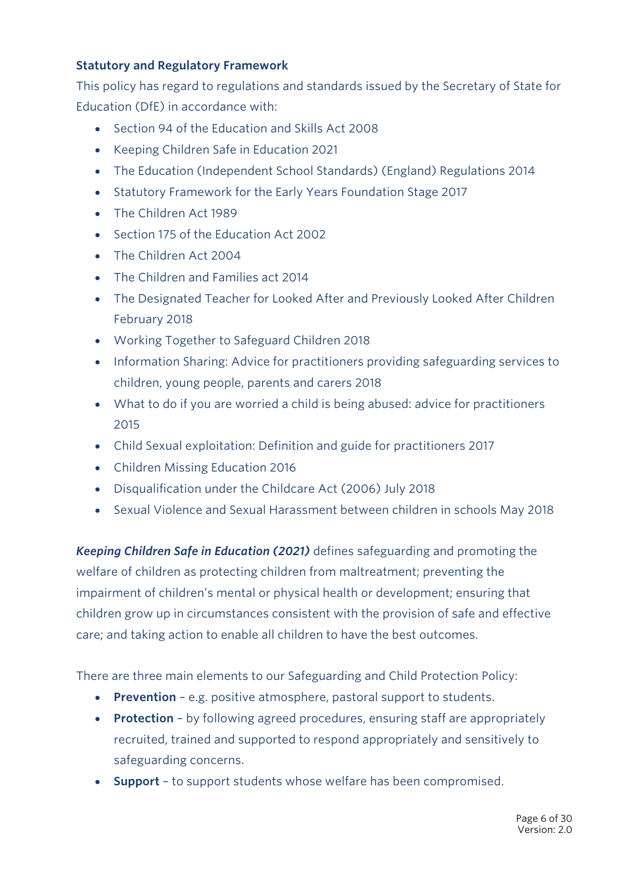### Statutory and Regulatory Framework

This policy has regard to regulations and standards issued by the Secretary of State for Education (DfE) in accordance with:

- Section 94 of the Education and Skills Act 2008
- Keeping Children Safe in Education 2021
- The Education (Independent School Standards) (England) Regulations 2014
- Statutory Framework for the Early Years Foundation Stage 2017
- The Children Act 1989
- Section 175 of the Education Act 2002
- The Children Act 2004
- The Children and Families act 2014
- The Designated Teacher for Looked After and Previously Looked After Children February 2018
- Working Together to Safeguard Children 2018
- Information Sharing: Advice for practitioners providing safeguarding services to children, young people, parents and carers 2018
- What to do if you are worried a child is being abused: advice for practitioners 2015
- Child Sexual exploitation: Definition and guide for practitioners 2017
- Children Missing Education 2016
- Disqualification under the Childcare Act (2006) July 2018
- Sexual Violence and Sexual Harassment between children in schools May 2018

***Keeping Children Safe in Education (2021)*** defines safeguarding and promoting the welfare of children as protecting children from maltreatment; preventing the impairment of children's mental or physical health or development; ensuring that children grow up in circumstances consistent with the provision of safe and effective care; and taking action to enable all children to have the best outcomes.

There are three main elements to our Safeguarding and Child Protection Policy:

- **Prevention** – e.g. positive atmosphere, pastoral support to students.
- **Protection** – by following agreed procedures, ensuring staff are appropriately recruited, trained and supported to respond appropriately and sensitively to safeguarding concerns.
- **Support** – to support students whose welfare has been compromised.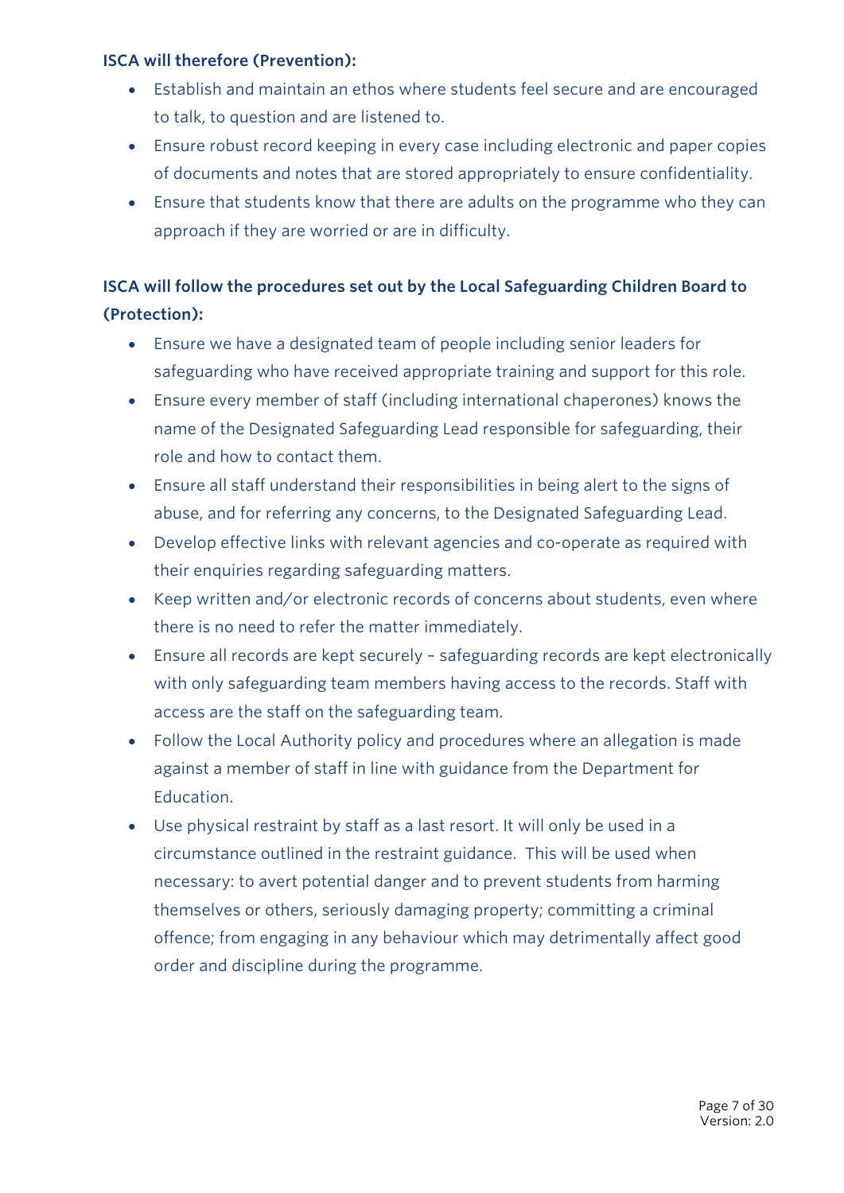**ISCA will therefore (Prevention):**

- Establish and maintain an ethos where students feel secure and are encouraged to talk, to question and are listened to.
- Ensure robust record keeping in every case including electronic and paper copies of documents and notes that are stored appropriately to ensure confidentiality.
- Ensure that students know that there are adults on the programme who they can approach if they are worried or are in difficulty.

**ISCA will follow the procedures set out by the Local Safeguarding Children Board to (Protection):**

- Ensure we have a designated team of people including senior leaders for safeguarding who have received appropriate training and support for this role.
- Ensure every member of staff (including international chaperones) knows the name of the Designated Safeguarding Lead responsible for safeguarding, their role and how to contact them.
- Ensure all staff understand their responsibilities in being alert to the signs of abuse, and for referring any concerns, to the Designated Safeguarding Lead.
- Develop effective links with relevant agencies and co-operate as required with their enquiries regarding safeguarding matters.
- Keep written and/or electronic records of concerns about students, even where there is no need to refer the matter immediately.
- Ensure all records are kept securely – safeguarding records are kept electronically with only safeguarding team members having access to the records. Staff with access are the staff on the safeguarding team.
- Follow the Local Authority policy and procedures where an allegation is made against a member of staff in line with guidance from the Department for Education.
- Use physical restraint by staff as a last resort. It will only be used in a circumstance outlined in the restraint guidance. This will be used when necessary: to avert potential danger and to prevent students from harming themselves or others, seriously damaging property; committing a criminal offence; from engaging in any behaviour which may detrimentally affect good order and discipline during the programme.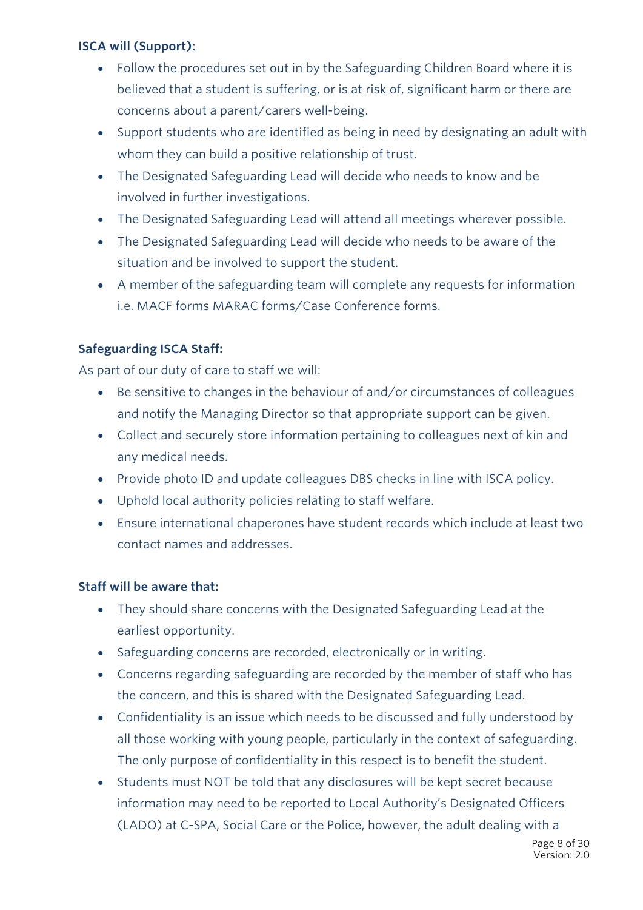**ISCA will (Support):**

- Follow the procedures set out in by the Safeguarding Children Board where it is believed that a student is suffering, or is at risk of, significant harm or there are concerns about a parent/carers well-being.
- Support students who are identified as being in need by designating an adult with whom they can build a positive relationship of trust.
- The Designated Safeguarding Lead will decide who needs to know and be involved in further investigations.
- The Designated Safeguarding Lead will attend all meetings wherever possible.
- The Designated Safeguarding Lead will decide who needs to be aware of the situation and be involved to support the student.
- A member of the safeguarding team will complete any requests for information i.e. MACF forms MARAC forms/Case Conference forms.

**Safeguarding ISCA Staff:**

As part of our duty of care to staff we will:

- Be sensitive to changes in the behaviour of and/or circumstances of colleagues and notify the Managing Director so that appropriate support can be given.
- Collect and securely store information pertaining to colleagues next of kin and any medical needs.
- Provide photo ID and update colleagues DBS checks in line with ISCA policy.
- Uphold local authority policies relating to staff welfare.
- Ensure international chaperones have student records which include at least two contact names and addresses.

**Staff will be aware that:**

- They should share concerns with the Designated Safeguarding Lead at the earliest opportunity.
- Safeguarding concerns are recorded, electronically or in writing.
- Concerns regarding safeguarding are recorded by the member of staff who has the concern, and this is shared with the Designated Safeguarding Lead.
- Confidentiality is an issue which needs to be discussed and fully understood by all those working with young people, particularly in the context of safeguarding. The only purpose of confidentiality in this respect is to benefit the student.
- Students must NOT be told that any disclosures will be kept secret because information may need to be reported to Local Authority's Designated Officers (LADO) at C-SPA, Social Care or the Police, however, the adult dealing with a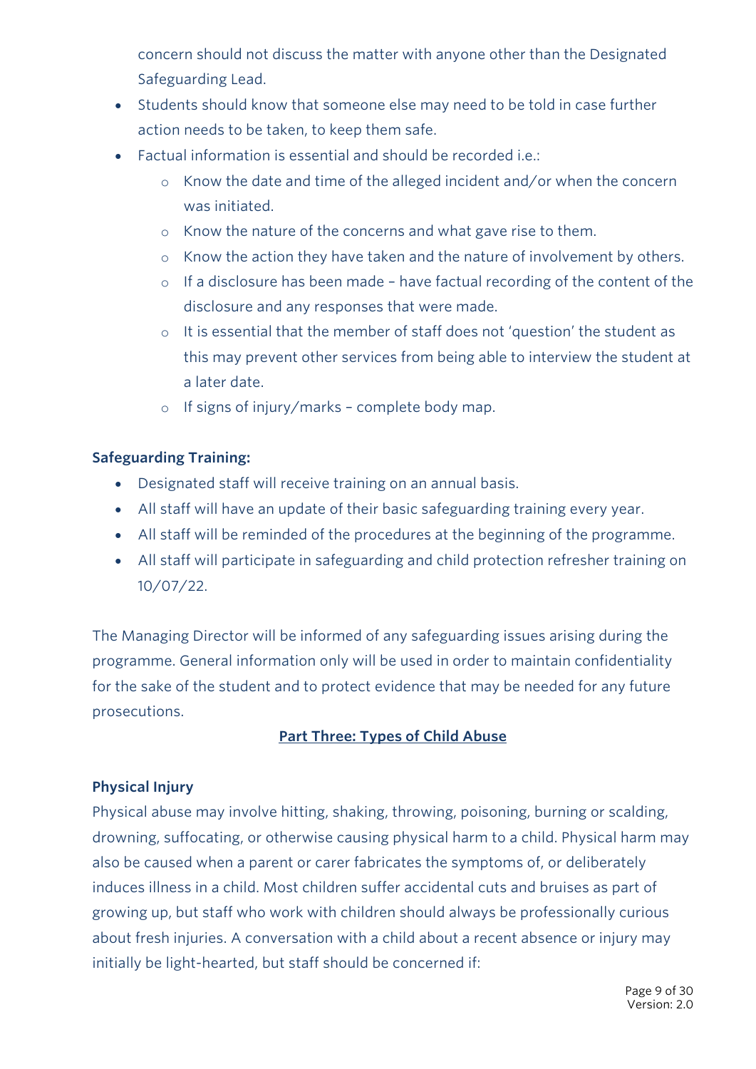concern should not discuss the matter with anyone other than the Designated Safeguarding Lead.

- Students should know that someone else may need to be told in case further action needs to be taken, to keep them safe.
- Factual information is essential and should be recorded i.e.:
    - Know the date and time of the alleged incident and/or when the concern was initiated.
    - Know the nature of the concerns and what gave rise to them.
    - Know the action they have taken and the nature of involvement by others.
    - If a disclosure has been made – have factual recording of the content of the disclosure and any responses that were made.
    - It is essential that the member of staff does not 'question' the student as this may prevent other services from being able to interview the student at a later date.
    - If signs of injury/marks – complete body map.

**Safeguarding Training:**

- Designated staff will receive training on an annual basis.
- All staff will have an update of their basic safeguarding training every year.
- All staff will be reminded of the procedures at the beginning of the programme.
- All staff will participate in safeguarding and child protection refresher training on 10/07/22.

The Managing Director will be informed of any safeguarding issues arising during the programme. General information only will be used in order to maintain confidentiality for the sake of the student and to protect evidence that may be needed for any future prosecutions.

## Part Three: Types of Child Abuse

**Physical Injury**

Physical abuse may involve hitting, shaking, throwing, poisoning, burning or scalding, drowning, suffocating, or otherwise causing physical harm to a child. Physical harm may also be caused when a parent or carer fabricates the symptoms of, or deliberately induces illness in a child. Most children suffer accidental cuts and bruises as part of growing up, but staff who work with children should always be professionally curious about fresh injuries. A conversation with a child about a recent absence or injury may initially be light-hearted, but staff should be concerned if: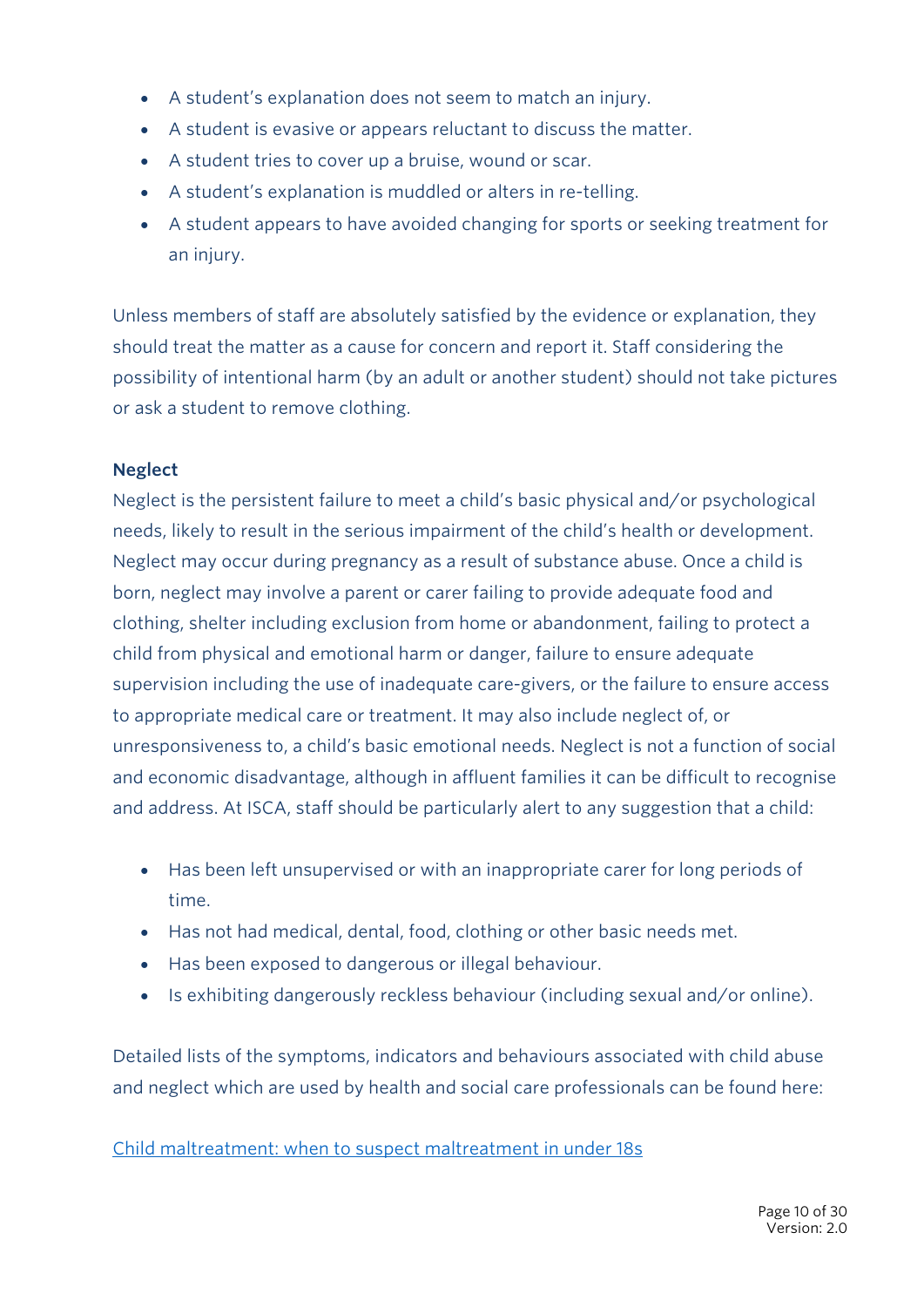- A student's explanation does not seem to match an injury.
- A student is evasive or appears reluctant to discuss the matter.
- A student tries to cover up a bruise, wound or scar.
- A student's explanation is muddled or alters in re-telling.
- A student appears to have avoided changing for sports or seeking treatment for an injury.

Unless members of staff are absolutely satisfied by the evidence or explanation, they should treat the matter as a cause for concern and report it. Staff considering the possibility of intentional harm (by an adult or another student) should not take pictures or ask a student to remove clothing.

**Neglect**

Neglect is the persistent failure to meet a child's basic physical and/or psychological needs, likely to result in the serious impairment of the child's health or development. Neglect may occur during pregnancy as a result of substance abuse. Once a child is born, neglect may involve a parent or carer failing to provide adequate food and clothing, shelter including exclusion from home or abandonment, failing to protect a child from physical and emotional harm or danger, failure to ensure adequate supervision including the use of inadequate care-givers, or the failure to ensure access to appropriate medical care or treatment. It may also include neglect of, or unresponsiveness to, a child's basic emotional needs. Neglect is not a function of social and economic disadvantage, although in affluent families it can be difficult to recognise and address. At ISCA, staff should be particularly alert to any suggestion that a child:

- Has been left unsupervised or with an inappropriate carer for long periods of time.
- Has not had medical, dental, food, clothing or other basic needs met.
- Has been exposed to dangerous or illegal behaviour.
- Is exhibiting dangerously reckless behaviour (including sexual and/or online).

Detailed lists of the symptoms, indicators and behaviours associated with child abuse and neglect which are used by health and social care professionals can be found here:

Child maltreatment: when to suspect maltreatment in under 18s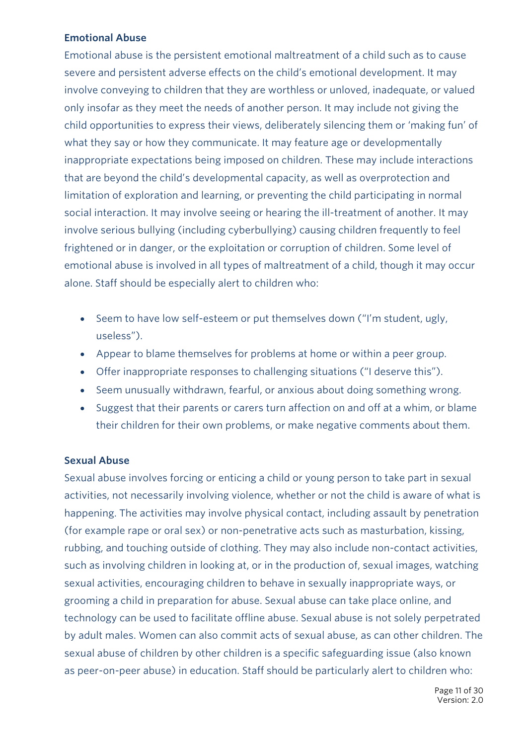### Emotional Abuse

Emotional abuse is the persistent emotional maltreatment of a child such as to cause severe and persistent adverse effects on the child's emotional development. It may involve conveying to children that they are worthless or unloved, inadequate, or valued only insofar as they meet the needs of another person. It may include not giving the child opportunities to express their views, deliberately silencing them or 'making fun' of what they say or how they communicate. It may feature age or developmentally inappropriate expectations being imposed on children. These may include interactions that are beyond the child's developmental capacity, as well as overprotection and limitation of exploration and learning, or preventing the child participating in normal social interaction. It may involve seeing or hearing the ill-treatment of another. It may involve serious bullying (including cyberbullying) causing children frequently to feel frightened or in danger, or the exploitation or corruption of children. Some level of emotional abuse is involved in all types of maltreatment of a child, though it may occur alone. Staff should be especially alert to children who:

- Seem to have low self-esteem or put themselves down ("I'm student, ugly, useless").
- Appear to blame themselves for problems at home or within a peer group.
- Offer inappropriate responses to challenging situations ("I deserve this").
- Seem unusually withdrawn, fearful, or anxious about doing something wrong.
- Suggest that their parents or carers turn affection on and off at a whim, or blame their children for their own problems, or make negative comments about them.

### Sexual Abuse

Sexual abuse involves forcing or enticing a child or young person to take part in sexual activities, not necessarily involving violence, whether or not the child is aware of what is happening. The activities may involve physical contact, including assault by penetration (for example rape or oral sex) or non-penetrative acts such as masturbation, kissing, rubbing, and touching outside of clothing. They may also include non-contact activities, such as involving children in looking at, or in the production of, sexual images, watching sexual activities, encouraging children to behave in sexually inappropriate ways, or grooming a child in preparation for abuse. Sexual abuse can take place online, and technology can be used to facilitate offline abuse. Sexual abuse is not solely perpetrated by adult males. Women can also commit acts of sexual abuse, as can other children. The sexual abuse of children by other children is a specific safeguarding issue (also known as peer-on-peer abuse) in education. Staff should be particularly alert to children who: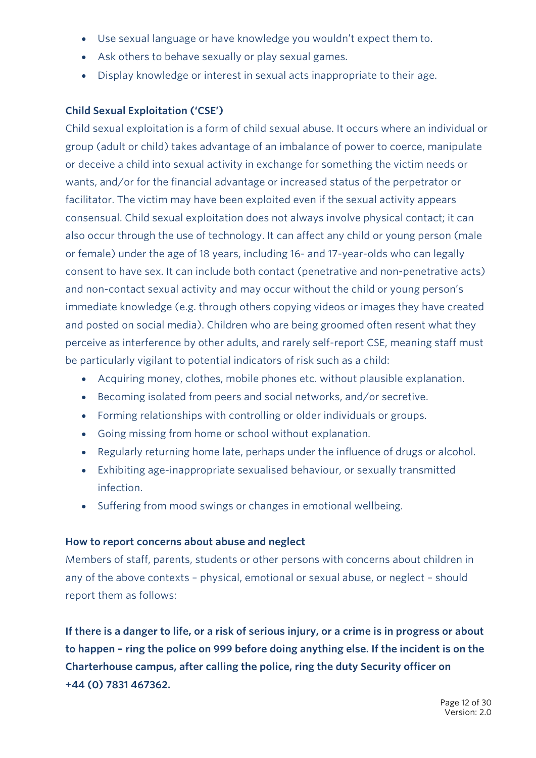- Use sexual language or have knowledge you wouldn't expect them to.
- Ask others to behave sexually or play sexual games.
- Display knowledge or interest in sexual acts inappropriate to their age.

### Child Sexual Exploitation ('CSE')

Child sexual exploitation is a form of child sexual abuse. It occurs where an individual or group (adult or child) takes advantage of an imbalance of power to coerce, manipulate or deceive a child into sexual activity in exchange for something the victim needs or wants, and/or for the financial advantage or increased status of the perpetrator or facilitator. The victim may have been exploited even if the sexual activity appears consensual. Child sexual exploitation does not always involve physical contact; it can also occur through the use of technology. It can affect any child or young person (male or female) under the age of 18 years, including 16- and 17-year-olds who can legally consent to have sex. It can include both contact (penetrative and non-penetrative acts) and non-contact sexual activity and may occur without the child or young person's immediate knowledge (e.g. through others copying videos or images they have created and posted on social media). Children who are being groomed often resent what they perceive as interference by other adults, and rarely self-report CSE, meaning staff must be particularly vigilant to potential indicators of risk such as a child:

- Acquiring money, clothes, mobile phones etc. without plausible explanation.
- Becoming isolated from peers and social networks, and/or secretive.
- Forming relationships with controlling or older individuals or groups.
- Going missing from home or school without explanation.
- Regularly returning home late, perhaps under the influence of drugs or alcohol.
- Exhibiting age-inappropriate sexualised behaviour, or sexually transmitted infection.
- Suffering from mood swings or changes in emotional wellbeing.

### How to report concerns about abuse and neglect

Members of staff, parents, students or other persons with concerns about children in any of the above contexts – physical, emotional or sexual abuse, or neglect – should report them as follows:

**If there is a danger to life, or a risk of serious injury, or a crime is in progress or about to happen – ring the police on 999 before doing anything else. If the incident is on the Charterhouse campus, after calling the police, ring the duty Security officer on +44 (0) 7831 467362.**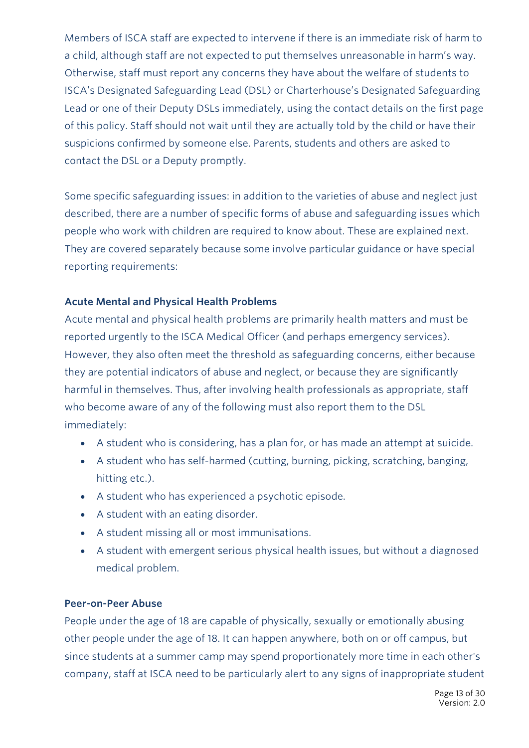Members of ISCA staff are expected to intervene if there is an immediate risk of harm to a child, although staff are not expected to put themselves unreasonable in harm's way. Otherwise, staff must report any concerns they have about the welfare of students to ISCA's Designated Safeguarding Lead (DSL) or Charterhouse's Designated Safeguarding Lead or one of their Deputy DSLs immediately, using the contact details on the first page of this policy. Staff should not wait until they are actually told by the child or have their suspicions confirmed by someone else. Parents, students and others are asked to contact the DSL or a Deputy promptly.

Some specific safeguarding issues: in addition to the varieties of abuse and neglect just described, there are a number of specific forms of abuse and safeguarding issues which people who work with children are required to know about. These are explained next. They are covered separately because some involve particular guidance or have special reporting requirements:

**Acute Mental and Physical Health Problems**

Acute mental and physical health problems are primarily health matters and must be reported urgently to the ISCA Medical Officer (and perhaps emergency services). However, they also often meet the threshold as safeguarding concerns, either because they are potential indicators of abuse and neglect, or because they are significantly harmful in themselves. Thus, after involving health professionals as appropriate, staff who become aware of any of the following must also report them to the DSL immediately:

- A student who is considering, has a plan for, or has made an attempt at suicide.
- A student who has self-harmed (cutting, burning, picking, scratching, banging, hitting etc.).
- A student who has experienced a psychotic episode.
- A student with an eating disorder.
- A student missing all or most immunisations.
- A student with emergent serious physical health issues, but without a diagnosed medical problem.

**Peer-on-Peer Abuse**

People under the age of 18 are capable of physically, sexually or emotionally abusing other people under the age of 18. It can happen anywhere, both on or off campus, but since students at a summer camp may spend proportionately more time in each other's company, staff at ISCA need to be particularly alert to any signs of inappropriate student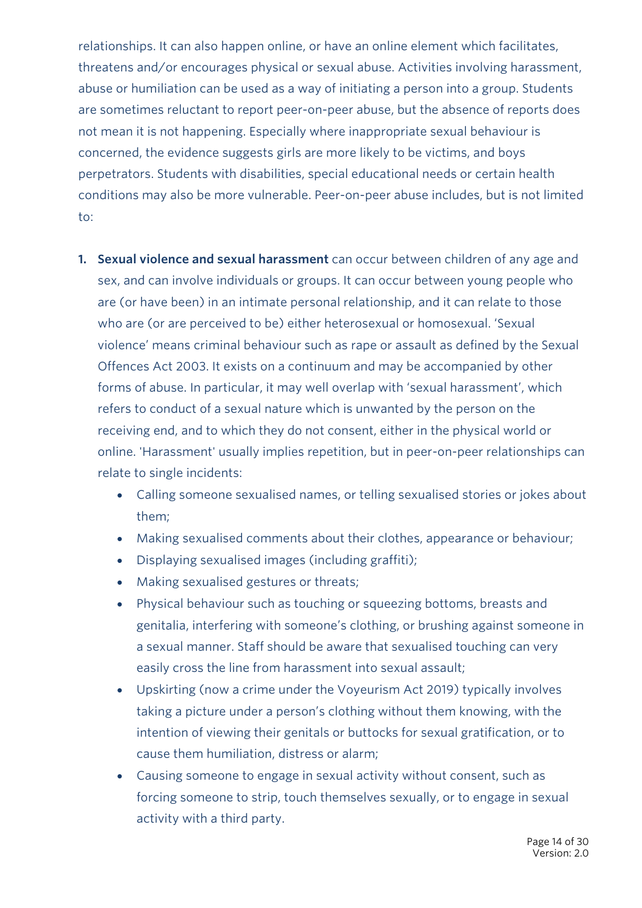relationships. It can also happen online, or have an online element which facilitates, threatens and/or encourages physical or sexual abuse. Activities involving harassment, abuse or humiliation can be used as a way of initiating a person into a group. Students are sometimes reluctant to report peer-on-peer abuse, but the absence of reports does not mean it is not happening. Especially where inappropriate sexual behaviour is concerned, the evidence suggests girls are more likely to be victims, and boys perpetrators. Students with disabilities, special educational needs or certain health conditions may also be more vulnerable. Peer-on-peer abuse includes, but is not limited to:

1. **Sexual violence and sexual harassment** can occur between children of any age and sex, and can involve individuals or groups. It can occur between young people who are (or have been) in an intimate personal relationship, and it can relate to those who are (or are perceived to be) either heterosexual or homosexual. 'Sexual violence' means criminal behaviour such as rape or assault as defined by the Sexual Offences Act 2003. It exists on a continuum and may be accompanied by other forms of abuse. In particular, it may well overlap with 'sexual harassment', which refers to conduct of a sexual nature which is unwanted by the person on the receiving end, and to which they do not consent, either in the physical world or online. 'Harassment' usually implies repetition, but in peer-on-peer relationships can relate to single incidents:
    - Calling someone sexualised names, or telling sexualised stories or jokes about them;
    - Making sexualised comments about their clothes, appearance or behaviour;
    - Displaying sexualised images (including graffiti);
    - Making sexualised gestures or threats;
    - Physical behaviour such as touching or squeezing bottoms, breasts and genitalia, interfering with someone's clothing, or brushing against someone in a sexual manner. Staff should be aware that sexualised touching can very easily cross the line from harassment into sexual assault;
    - Upskirting (now a crime under the Voyeurism Act 2019) typically involves taking a picture under a person's clothing without them knowing, with the intention of viewing their genitals or buttocks for sexual gratification, or to cause them humiliation, distress or alarm;
    - Causing someone to engage in sexual activity without consent, such as forcing someone to strip, touch themselves sexually, or to engage in sexual activity with a third party.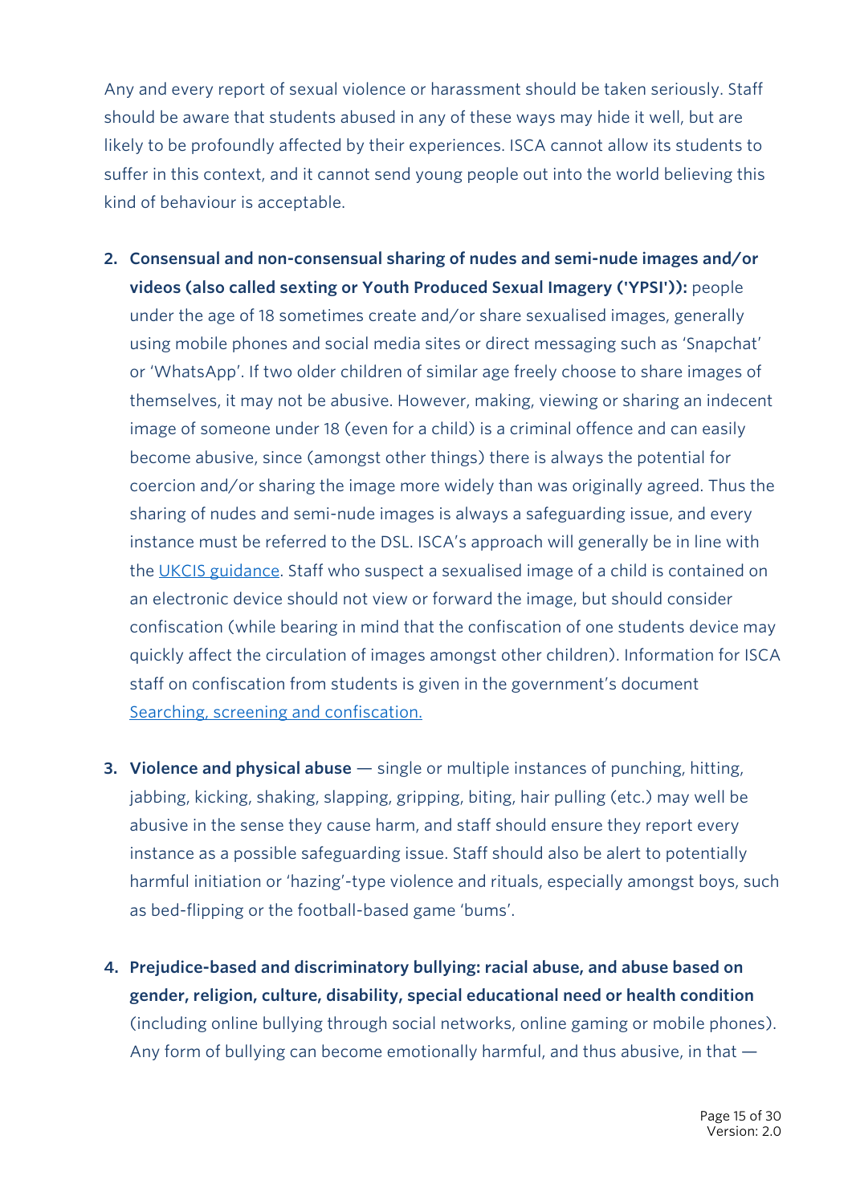Any and every report of sexual violence or harassment should be taken seriously. Staff should be aware that students abused in any of these ways may hide it well, but are likely to be profoundly affected by their experiences. ISCA cannot allow its students to suffer in this context, and it cannot send young people out into the world believing this kind of behaviour is acceptable.

2. **Consensual and non-consensual sharing of nudes and semi-nude images and/or videos (also called sexting or Youth Produced Sexual Imagery ('YPSI')):** people under the age of 18 sometimes create and/or share sexualised images, generally using mobile phones and social media sites or direct messaging such as 'Snapchat' or 'WhatsApp'. If two older children of similar age freely choose to share images of themselves, it may not be abusive. However, making, viewing or sharing an indecent image of someone under 18 (even for a child) is a criminal offence and can easily become abusive, since (amongst other things) there is always the potential for coercion and/or sharing the image more widely than was originally agreed. Thus the sharing of nudes and semi-nude images is always a safeguarding issue, and every instance must be referred to the DSL. ISCA's approach will generally be in line with the [UKCIS guidance](). Staff who suspect a sexualised image of a child is contained on an electronic device should not view or forward the image, but should consider confiscation (while bearing in mind that the confiscation of one students device may quickly affect the circulation of images amongst other children). Information for ISCA staff on confiscation from students is given in the government's document [Searching, screening and confiscation.]()

3. **Violence and physical abuse** — single or multiple instances of punching, hitting, jabbing, kicking, shaking, slapping, gripping, biting, hair pulling (etc.) may well be abusive in the sense they cause harm, and staff should ensure they report every instance as a possible safeguarding issue. Staff should also be alert to potentially harmful initiation or 'hazing'-type violence and rituals, especially amongst boys, such as bed-flipping or the football-based game 'bums'.

4. **Prejudice-based and discriminatory bullying: racial abuse, and abuse based on gender, religion, culture, disability, special educational need or health condition** (including online bullying through social networks, online gaming or mobile phones). Any form of bullying can become emotionally harmful, and thus abusive, in that —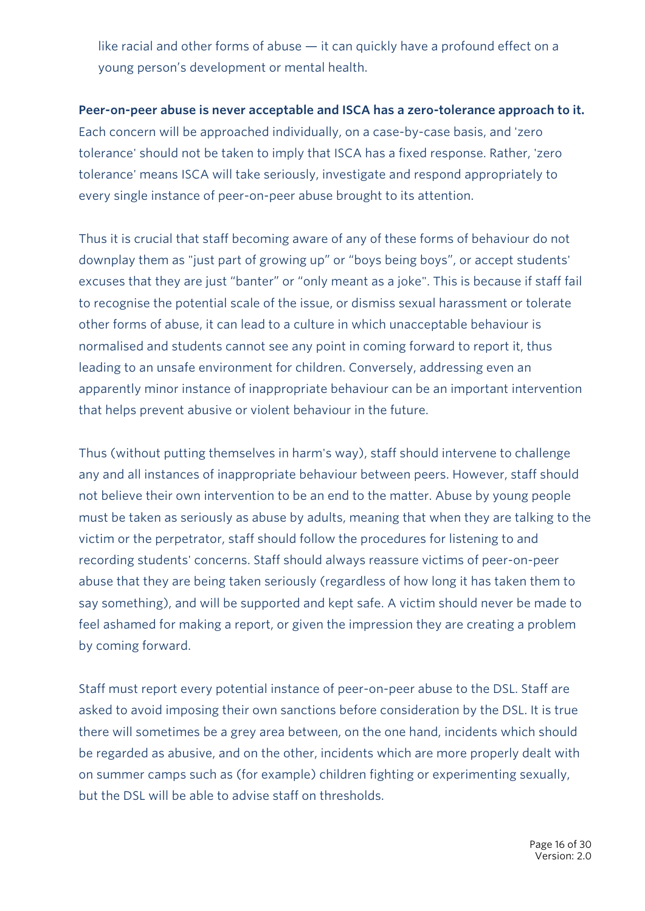like racial and other forms of abuse — it can quickly have a profound effect on a young person's development or mental health.

**Peer-on-peer abuse is never acceptable and ISCA has a zero-tolerance approach to it.** Each concern will be approached individually, on a case-by-case basis, and 'zero tolerance' should not be taken to imply that ISCA has a fixed response. Rather, 'zero tolerance' means ISCA will take seriously, investigate and respond appropriately to every single instance of peer-on-peer abuse brought to its attention.

Thus it is crucial that staff becoming aware of any of these forms of behaviour do not downplay them as "just part of growing up" or "boys being boys", or accept students' excuses that they are just "banter" or "only meant as a joke". This is because if staff fail to recognise the potential scale of the issue, or dismiss sexual harassment or tolerate other forms of abuse, it can lead to a culture in which unacceptable behaviour is normalised and students cannot see any point in coming forward to report it, thus leading to an unsafe environment for children. Conversely, addressing even an apparently minor instance of inappropriate behaviour can be an important intervention that helps prevent abusive or violent behaviour in the future.

Thus (without putting themselves in harm's way), staff should intervene to challenge any and all instances of inappropriate behaviour between peers. However, staff should not believe their own intervention to be an end to the matter. Abuse by young people must be taken as seriously as abuse by adults, meaning that when they are talking to the victim or the perpetrator, staff should follow the procedures for listening to and recording students' concerns. Staff should always reassure victims of peer-on-peer abuse that they are being taken seriously (regardless of how long it has taken them to say something), and will be supported and kept safe. A victim should never be made to feel ashamed for making a report, or given the impression they are creating a problem by coming forward.

Staff must report every potential instance of peer-on-peer abuse to the DSL. Staff are asked to avoid imposing their own sanctions before consideration by the DSL. It is true there will sometimes be a grey area between, on the one hand, incidents which should be regarded as abusive, and on the other, incidents which are more properly dealt with on summer camps such as (for example) children fighting or experimenting sexually, but the DSL will be able to advise staff on thresholds.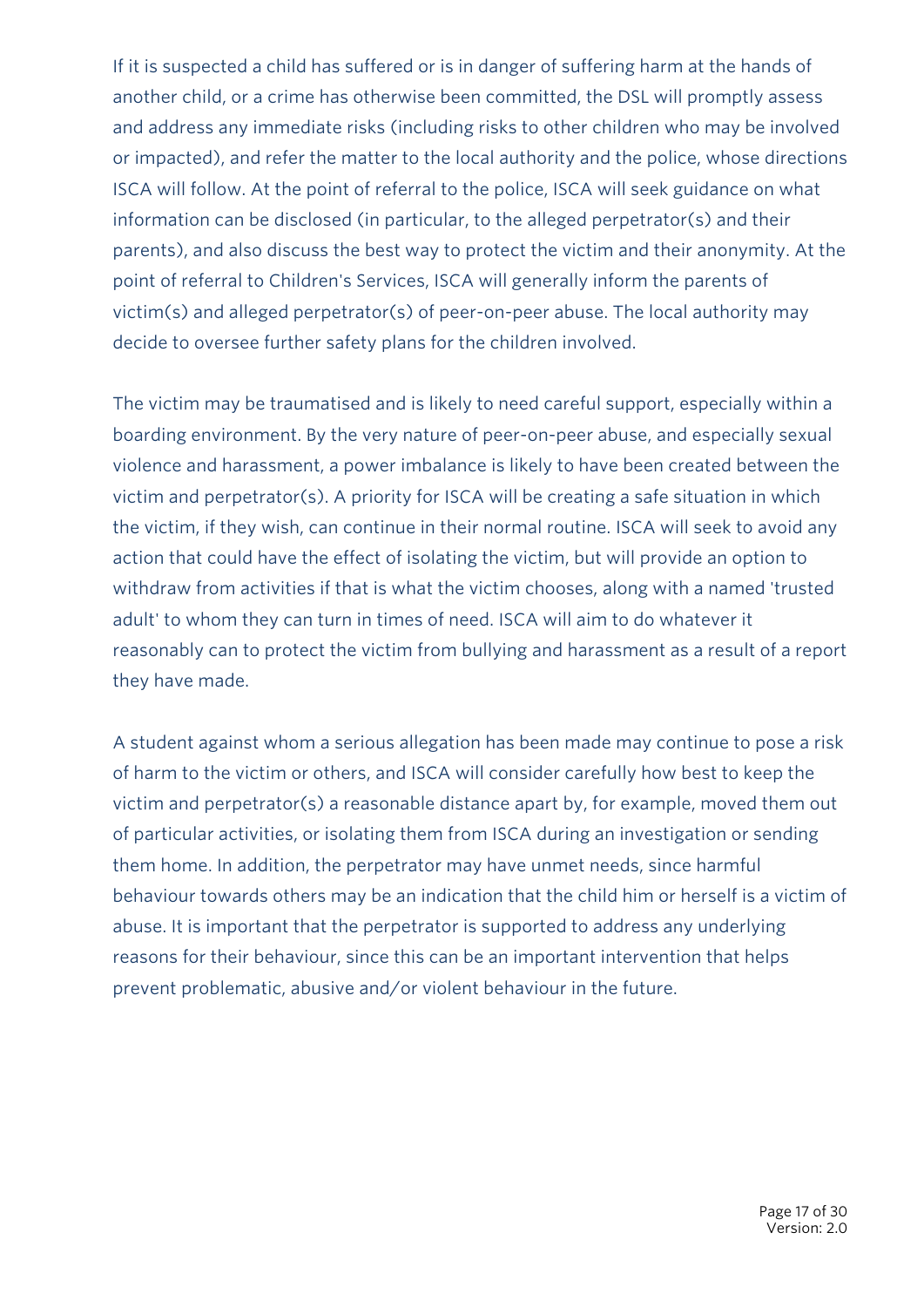If it is suspected a child has suffered or is in danger of suffering harm at the hands of another child, or a crime has otherwise been committed, the DSL will promptly assess and address any immediate risks (including risks to other children who may be involved or impacted), and refer the matter to the local authority and the police, whose directions ISCA will follow. At the point of referral to the police, ISCA will seek guidance on what information can be disclosed (in particular, to the alleged perpetrator(s) and their parents), and also discuss the best way to protect the victim and their anonymity. At the point of referral to Children's Services, ISCA will generally inform the parents of victim(s) and alleged perpetrator(s) of peer-on-peer abuse. The local authority may decide to oversee further safety plans for the children involved.

The victim may be traumatised and is likely to need careful support, especially within a boarding environment. By the very nature of peer-on-peer abuse, and especially sexual violence and harassment, a power imbalance is likely to have been created between the victim and perpetrator(s). A priority for ISCA will be creating a safe situation in which the victim, if they wish, can continue in their normal routine. ISCA will seek to avoid any action that could have the effect of isolating the victim, but will provide an option to withdraw from activities if that is what the victim chooses, along with a named 'trusted adult' to whom they can turn in times of need. ISCA will aim to do whatever it reasonably can to protect the victim from bullying and harassment as a result of a report they have made.

A student against whom a serious allegation has been made may continue to pose a risk of harm to the victim or others, and ISCA will consider carefully how best to keep the victim and perpetrator(s) a reasonable distance apart by, for example, moved them out of particular activities, or isolating them from ISCA during an investigation or sending them home. In addition, the perpetrator may have unmet needs, since harmful behaviour towards others may be an indication that the child him or herself is a victim of abuse. It is important that the perpetrator is supported to address any underlying reasons for their behaviour, since this can be an important intervention that helps prevent problematic, abusive and/or violent behaviour in the future.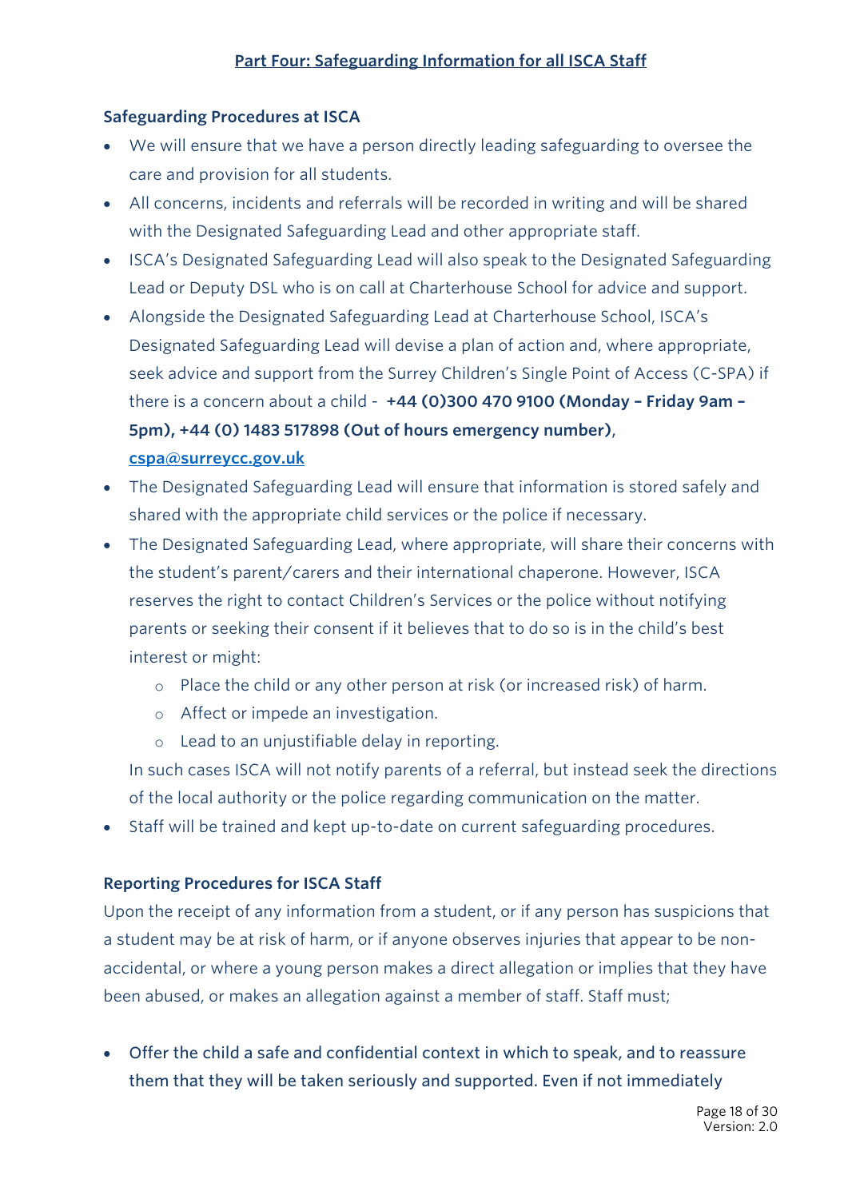## Part Four: Safeguarding Information for all ISCA Staff

### Safeguarding Procedures at ISCA

- We will ensure that we have a person directly leading safeguarding to oversee the care and provision for all students.
- All concerns, incidents and referrals will be recorded in writing and will be shared with the Designated Safeguarding Lead and other appropriate staff.
- ISCA's Designated Safeguarding Lead will also speak to the Designated Safeguarding Lead or Deputy DSL who is on call at Charterhouse School for advice and support.
- Alongside the Designated Safeguarding Lead at Charterhouse School, ISCA's Designated Safeguarding Lead will devise a plan of action and, where appropriate, seek advice and support from the Surrey Children's Single Point of Access (C-SPA) if there is a concern about a child - **+44 (0)300 470 9100 (Monday – Friday 9am – 5pm), +44 (0) 1483 517898 (Out of hours emergency number)**, **[cspa@surreycc.gov.uk](mailto:cspa@surreycc.gov.uk)**
- The Designated Safeguarding Lead will ensure that information is stored safely and shared with the appropriate child services or the police if necessary.
- The Designated Safeguarding Lead, where appropriate, will share their concerns with the student's parent/carers and their international chaperone. However, ISCA reserves the right to contact Children's Services or the police without notifying parents or seeking their consent if it believes that to do so is in the child's best interest or might:
    - Place the child or any other person at risk (or increased risk) of harm.
    - Affect or impede an investigation.
    - Lead to an unjustifiable delay in reporting.

  In such cases ISCA will not notify parents of a referral, but instead seek the directions of the local authority or the police regarding communication on the matter.
- Staff will be trained and kept up-to-date on current safeguarding procedures.

### Reporting Procedures for ISCA Staff

Upon the receipt of any information from a student, or if any person has suspicions that a student may be at risk of harm, or if anyone observes injuries that appear to be non-accidental, or where a young person makes a direct allegation or implies that they have been abused, or makes an allegation against a member of staff. Staff must;

- Offer the child a safe and confidential context in which to speak, and to reassure them that they will be taken seriously and supported. Even if not immediately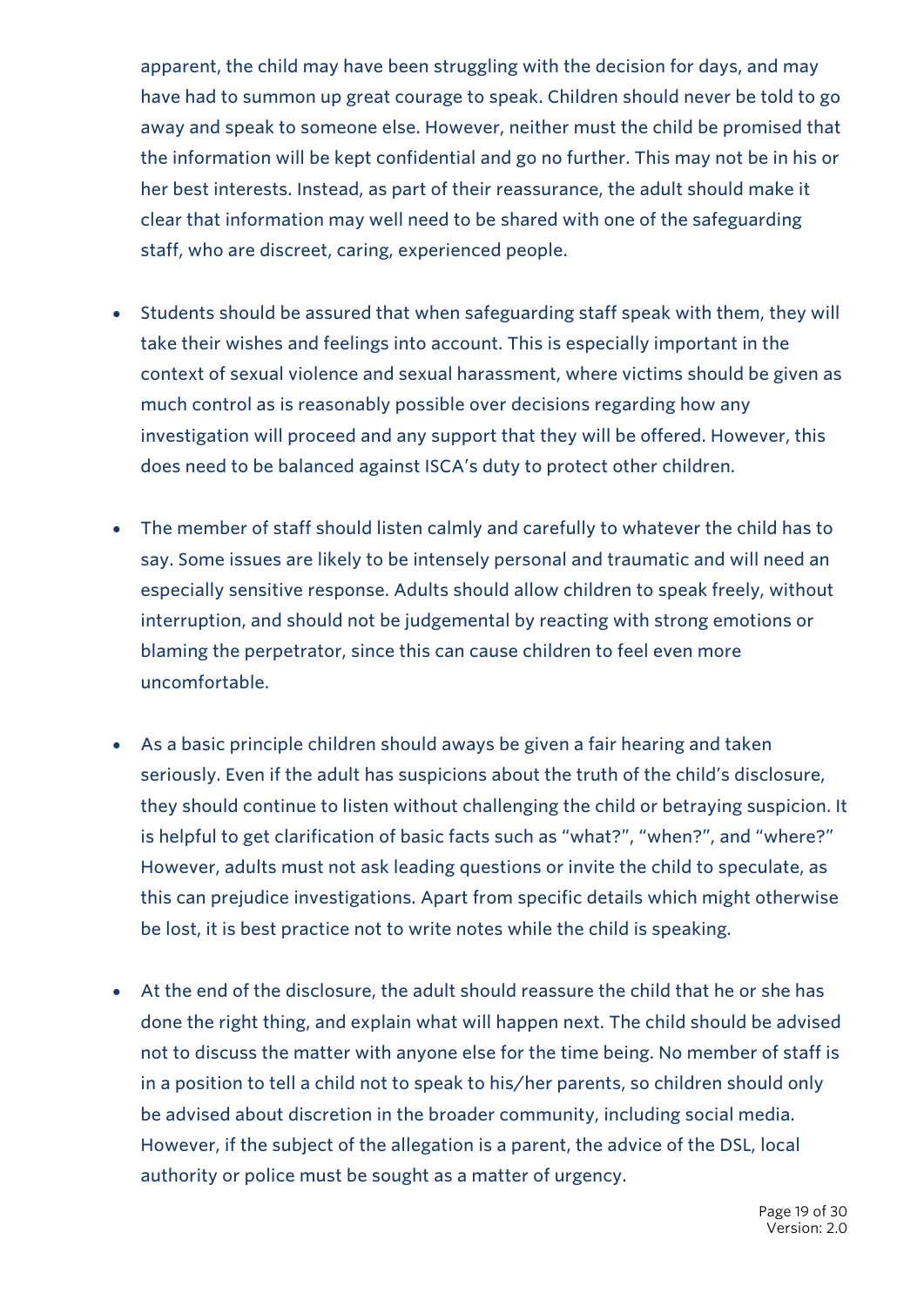apparent, the child may have been struggling with the decision for days, and may have had to summon up great courage to speak. Children should never be told to go away and speak to someone else. However, neither must the child be promised that the information will be kept confidential and go no further. This may not be in his or her best interests. Instead, as part of their reassurance, the adult should make it clear that information may well need to be shared with one of the safeguarding staff, who are discreet, caring, experienced people.

- Students should be assured that when safeguarding staff speak with them, they will take their wishes and feelings into account. This is especially important in the context of sexual violence and sexual harassment, where victims should be given as much control as is reasonably possible over decisions regarding how any investigation will proceed and any support that they will be offered. However, this does need to be balanced against ISCA's duty to protect other children.

- The member of staff should listen calmly and carefully to whatever the child has to say. Some issues are likely to be intensely personal and traumatic and will need an especially sensitive response. Adults should allow children to speak freely, without interruption, and should not be judgemental by reacting with strong emotions or blaming the perpetrator, since this can cause children to feel even more uncomfortable.

- As a basic principle children should aways be given a fair hearing and taken seriously. Even if the adult has suspicions about the truth of the child's disclosure, they should continue to listen without challenging the child or betraying suspicion. It is helpful to get clarification of basic facts such as "what?", "when?", and "where?" However, adults must not ask leading questions or invite the child to speculate, as this can prejudice investigations. Apart from specific details which might otherwise be lost, it is best practice not to write notes while the child is speaking.

- At the end of the disclosure, the adult should reassure the child that he or she has done the right thing, and explain what will happen next. The child should be advised not to discuss the matter with anyone else for the time being. No member of staff is in a position to tell a child not to speak to his/her parents, so children should only be advised about discretion in the broader community, including social media. However, if the subject of the allegation is a parent, the advice of the DSL, local authority or police must be sought as a matter of urgency.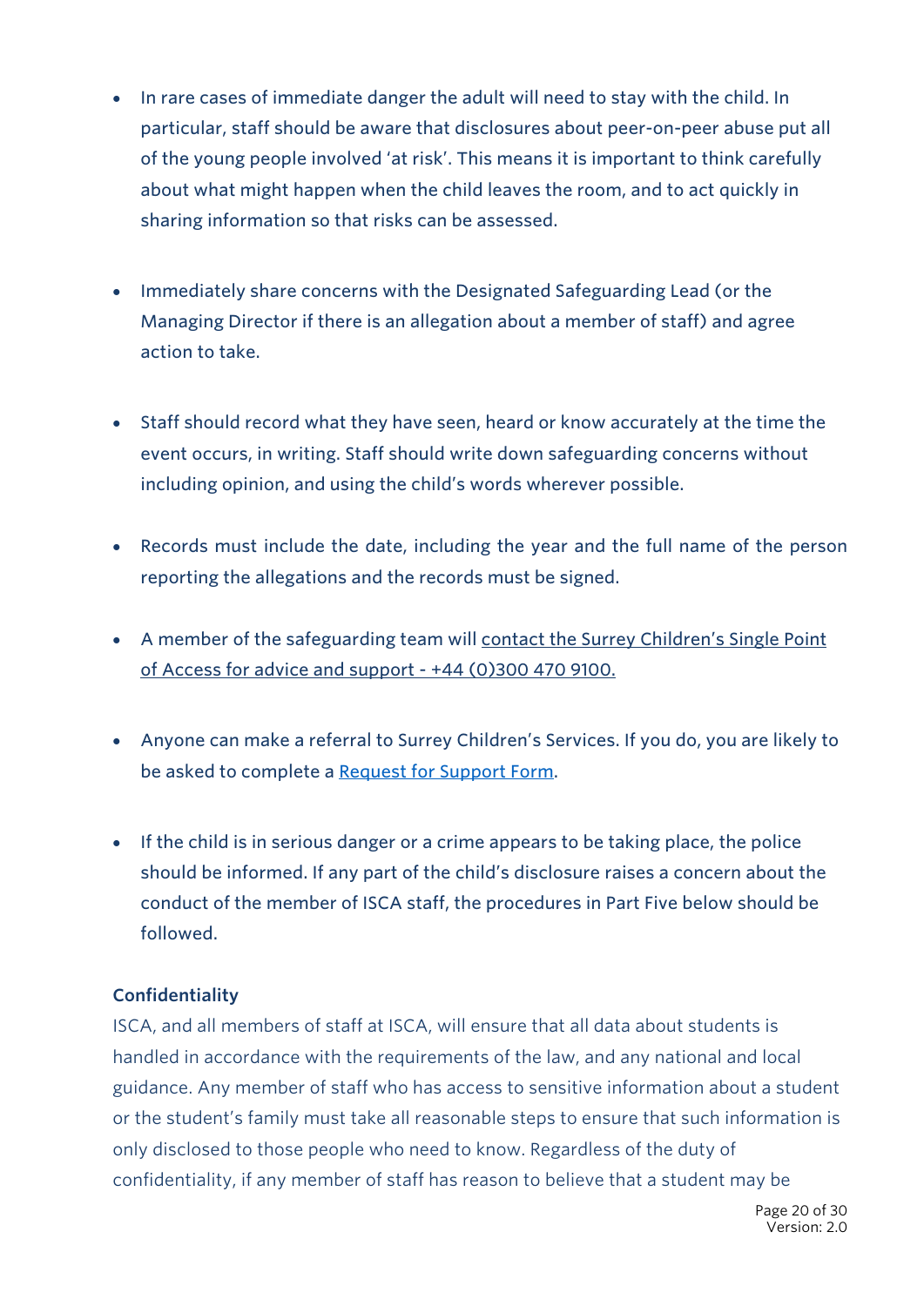- In rare cases of immediate danger the adult will need to stay with the child. In particular, staff should be aware that disclosures about peer-on-peer abuse put all of the young people involved 'at risk'. This means it is important to think carefully about what might happen when the child leaves the room, and to act quickly in sharing information so that risks can be assessed.

- Immediately share concerns with the Designated Safeguarding Lead (or the Managing Director if there is an allegation about a member of staff) and agree action to take.

- Staff should record what they have seen, heard or know accurately at the time the event occurs, in writing. Staff should write down safeguarding concerns without including opinion, and using the child's words wherever possible.

- Records must include the date, including the year and the full name of the person reporting the allegations and the records must be signed.

- A member of the safeguarding team will contact the Surrey Children's Single Point of Access for advice and support - +44 (0)300 470 9100.

- Anyone can make a referral to Surrey Children's Services. If you do, you are likely to be asked to complete a Request for Support Form.

- If the child is in serious danger or a crime appears to be taking place, the police should be informed. If any part of the child's disclosure raises a concern about the conduct of the member of ISCA staff, the procedures in Part Five below should be followed.

**Confidentiality**

ISCA, and all members of staff at ISCA, will ensure that all data about students is handled in accordance with the requirements of the law, and any national and local guidance. Any member of staff who has access to sensitive information about a student or the student's family must take all reasonable steps to ensure that such information is only disclosed to those people who need to know. Regardless of the duty of confidentiality, if any member of staff has reason to believe that a student may be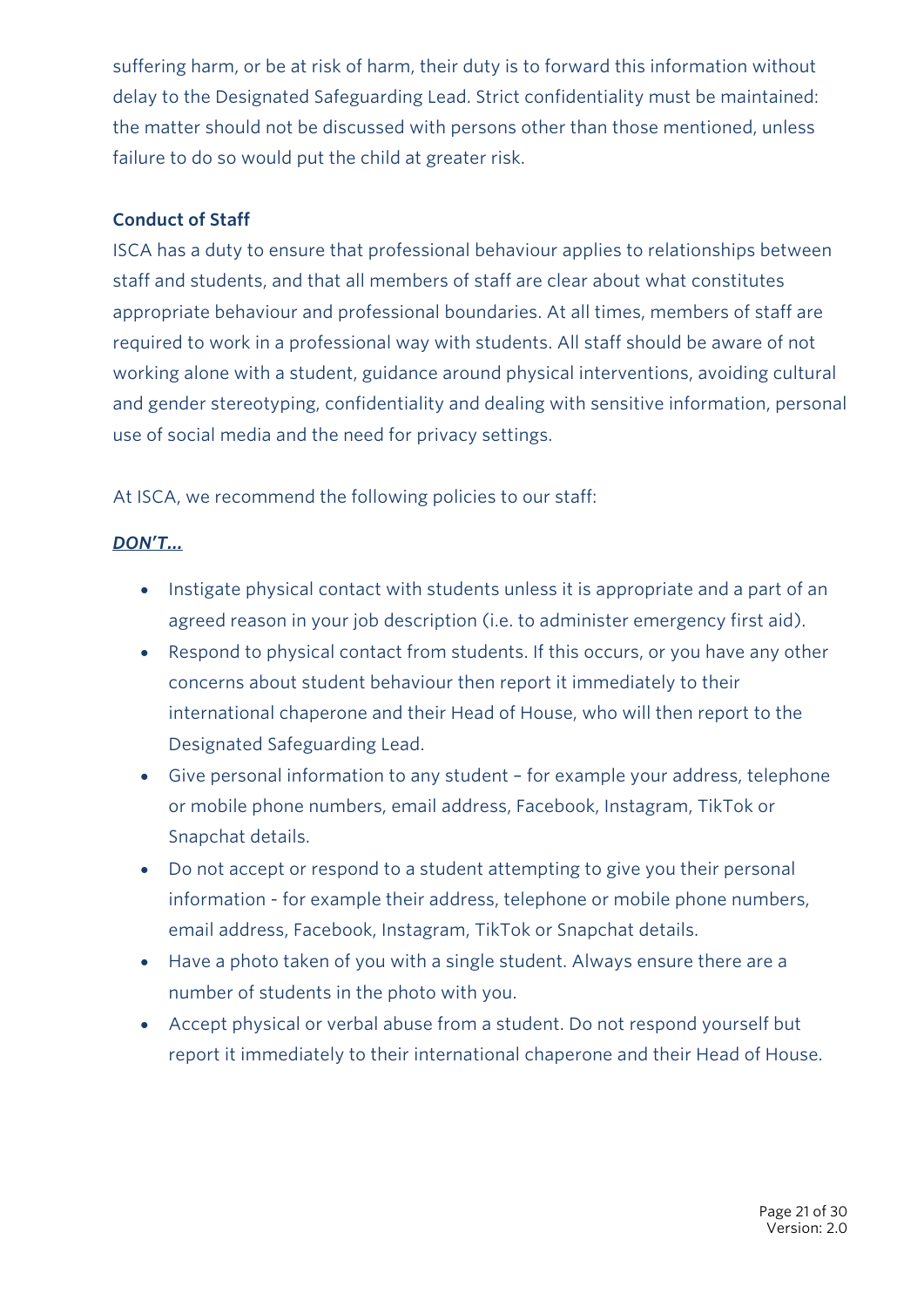suffering harm, or be at risk of harm, their duty is to forward this information without delay to the Designated Safeguarding Lead. Strict confidentiality must be maintained: the matter should not be discussed with persons other than those mentioned, unless failure to do so would put the child at greater risk.

### Conduct of Staff

ISCA has a duty to ensure that professional behaviour applies to relationships between staff and students, and that all members of staff are clear about what constitutes appropriate behaviour and professional boundaries. At all times, members of staff are required to work in a professional way with students. All staff should be aware of not working alone with a student, guidance around physical interventions, avoiding cultural and gender stereotyping, confidentiality and dealing with sensitive information, personal use of social media and the need for privacy settings.

At ISCA, we recommend the following policies to our staff:

***DON'T…***

- Instigate physical contact with students unless it is appropriate and a part of an agreed reason in your job description (i.e. to administer emergency first aid).
- Respond to physical contact from students. If this occurs, or you have any other concerns about student behaviour then report it immediately to their international chaperone and their Head of House, who will then report to the Designated Safeguarding Lead.
- Give personal information to any student – for example your address, telephone or mobile phone numbers, email address, Facebook, Instagram, TikTok or Snapchat details.
- Do not accept or respond to a student attempting to give you their personal information - for example their address, telephone or mobile phone numbers, email address, Facebook, Instagram, TikTok or Snapchat details.
- Have a photo taken of you with a single student. Always ensure there are a number of students in the photo with you.
- Accept physical or verbal abuse from a student. Do not respond yourself but report it immediately to their international chaperone and their Head of House.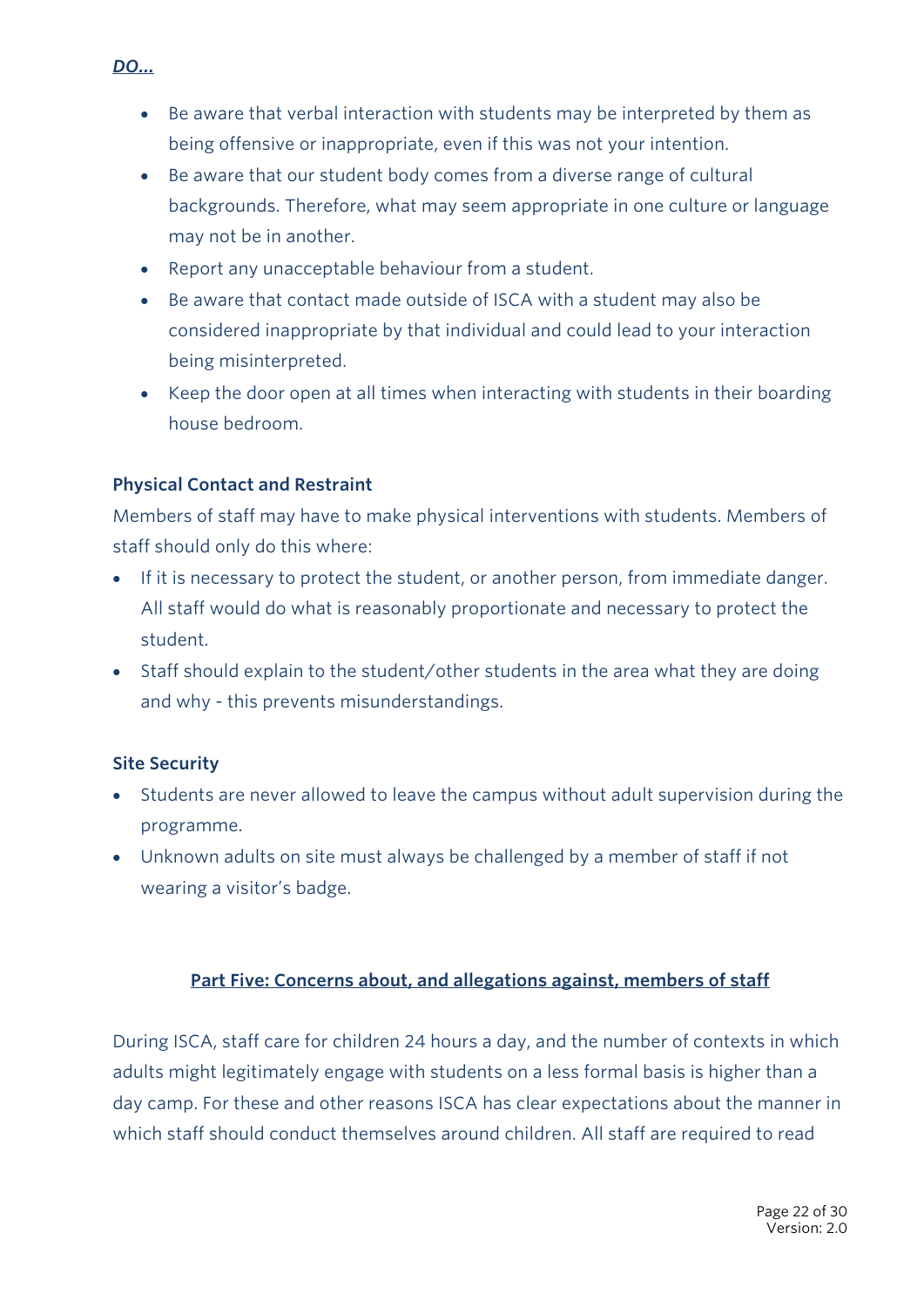***DO…***

- Be aware that verbal interaction with students may be interpreted by them as being offensive or inappropriate, even if this was not your intention.
- Be aware that our student body comes from a diverse range of cultural backgrounds. Therefore, what may seem appropriate in one culture or language may not be in another.
- Report any unacceptable behaviour from a student.
- Be aware that contact made outside of ISCA with a student may also be considered inappropriate by that individual and could lead to your interaction being misinterpreted.
- Keep the door open at all times when interacting with students in their boarding house bedroom.

**Physical Contact and Restraint**

Members of staff may have to make physical interventions with students. Members of staff should only do this where:

- If it is necessary to protect the student, or another person, from immediate danger. All staff would do what is reasonably proportionate and necessary to protect the student.
- Staff should explain to the student/other students in the area what they are doing and why - this prevents misunderstandings.

**Site Security**

- Students are never allowed to leave the campus without adult supervision during the programme.
- Unknown adults on site must always be challenged by a member of staff if not wearing a visitor's badge.

## Part Five: Concerns about, and allegations against, members of staff

During ISCA, staff care for children 24 hours a day, and the number of contexts in which adults might legitimately engage with students on a less formal basis is higher than a day camp. For these and other reasons ISCA has clear expectations about the manner in which staff should conduct themselves around children. All staff are required to read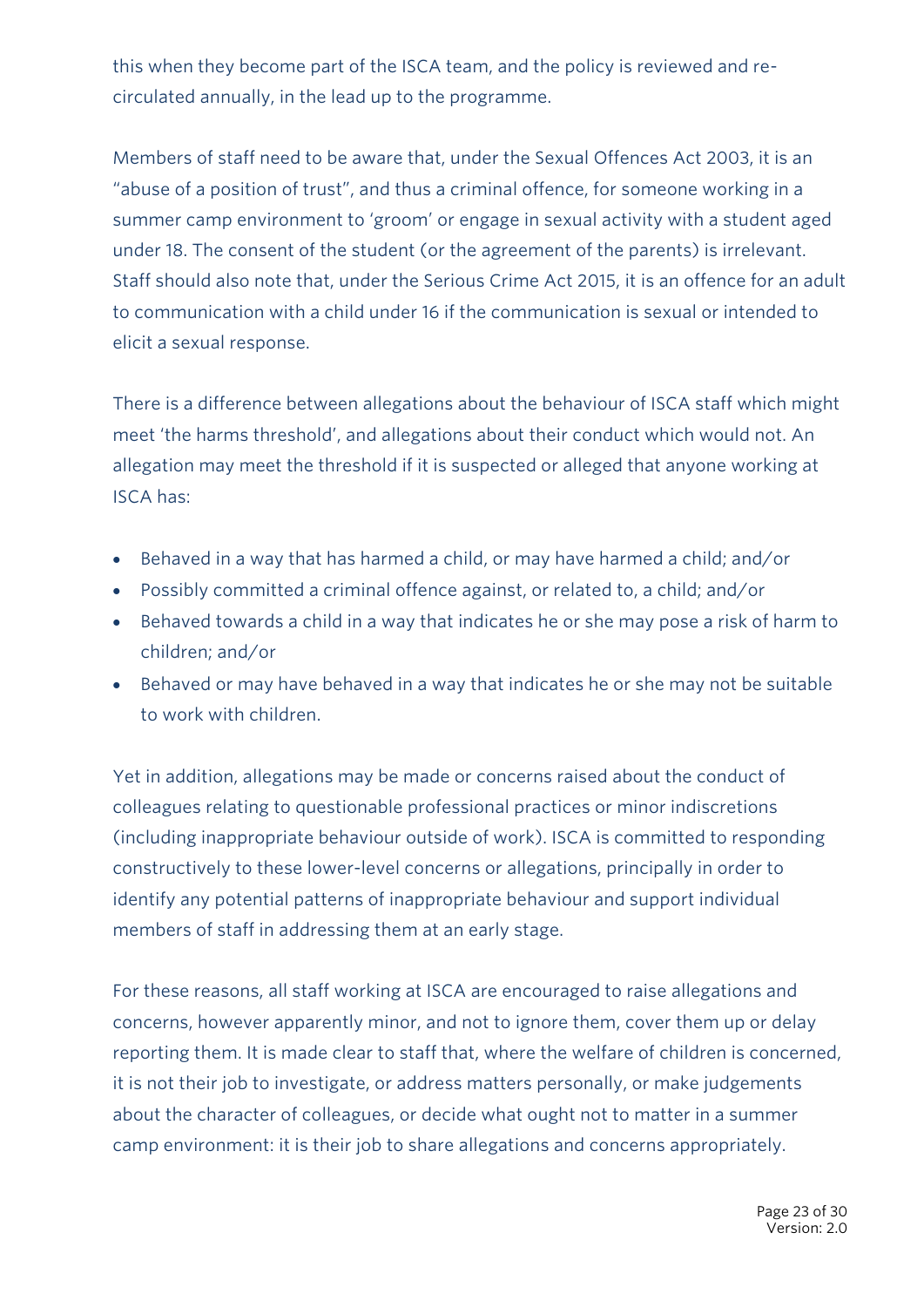this when they become part of the ISCA team, and the policy is reviewed and re-circulated annually, in the lead up to the programme.

Members of staff need to be aware that, under the Sexual Offences Act 2003, it is an "abuse of a position of trust", and thus a criminal offence, for someone working in a summer camp environment to 'groom' or engage in sexual activity with a student aged under 18. The consent of the student (or the agreement of the parents) is irrelevant. Staff should also note that, under the Serious Crime Act 2015, it is an offence for an adult to communication with a child under 16 if the communication is sexual or intended to elicit a sexual response.

There is a difference between allegations about the behaviour of ISCA staff which might meet 'the harms threshold', and allegations about their conduct which would not. An allegation may meet the threshold if it is suspected or alleged that anyone working at ISCA has:

- Behaved in a way that has harmed a child, or may have harmed a child; and/or
- Possibly committed a criminal offence against, or related to, a child; and/or
- Behaved towards a child in a way that indicates he or she may pose a risk of harm to children; and/or
- Behaved or may have behaved in a way that indicates he or she may not be suitable to work with children.

Yet in addition, allegations may be made or concerns raised about the conduct of colleagues relating to questionable professional practices or minor indiscretions (including inappropriate behaviour outside of work). ISCA is committed to responding constructively to these lower-level concerns or allegations, principally in order to identify any potential patterns of inappropriate behaviour and support individual members of staff in addressing them at an early stage.

For these reasons, all staff working at ISCA are encouraged to raise allegations and concerns, however apparently minor, and not to ignore them, cover them up or delay reporting them. It is made clear to staff that, where the welfare of children is concerned, it is not their job to investigate, or address matters personally, or make judgements about the character of colleagues, or decide what ought not to matter in a summer camp environment: it is their job to share allegations and concerns appropriately.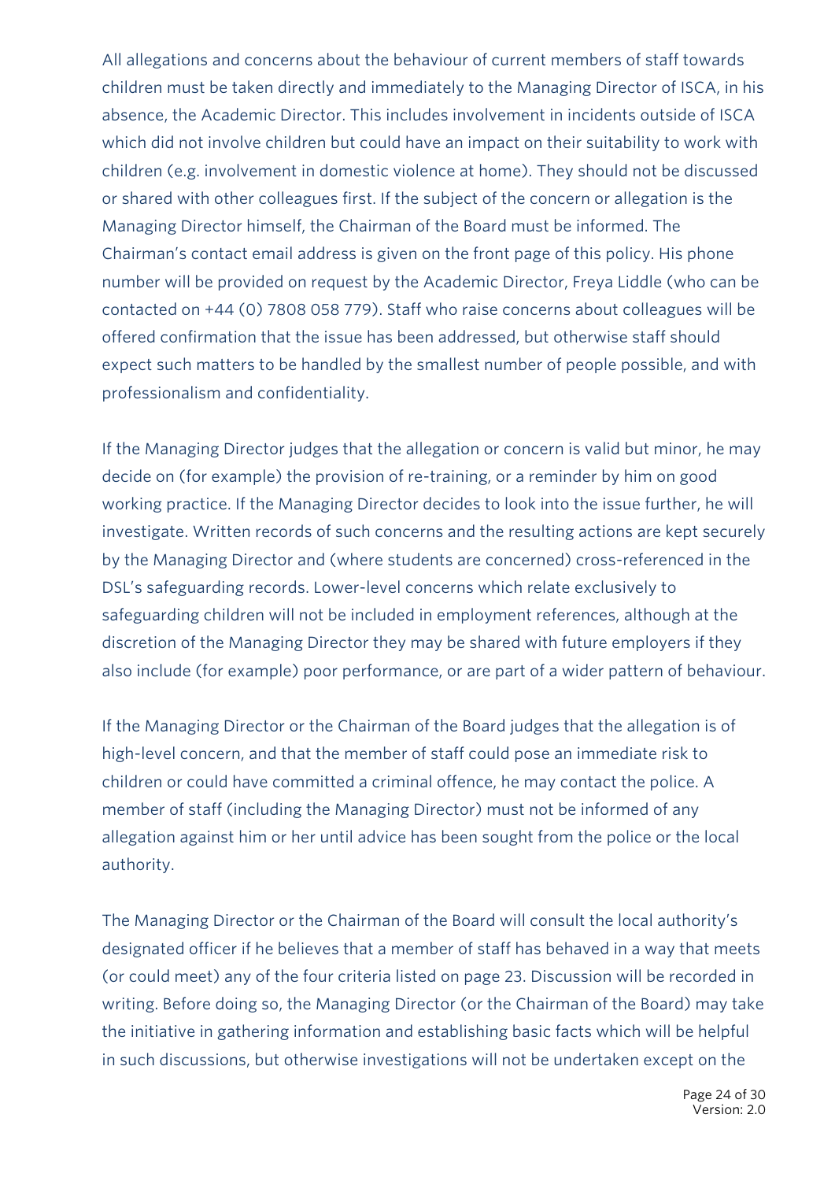All allegations and concerns about the behaviour of current members of staff towards children must be taken directly and immediately to the Managing Director of ISCA, in his absence, the Academic Director. This includes involvement in incidents outside of ISCA which did not involve children but could have an impact on their suitability to work with children (e.g. involvement in domestic violence at home). They should not be discussed or shared with other colleagues first. If the subject of the concern or allegation is the Managing Director himself, the Chairman of the Board must be informed. The Chairman's contact email address is given on the front page of this policy. His phone number will be provided on request by the Academic Director, Freya Liddle (who can be contacted on +44 (0) 7808 058 779). Staff who raise concerns about colleagues will be offered confirmation that the issue has been addressed, but otherwise staff should expect such matters to be handled by the smallest number of people possible, and with professionalism and confidentiality.

If the Managing Director judges that the allegation or concern is valid but minor, he may decide on (for example) the provision of re-training, or a reminder by him on good working practice. If the Managing Director decides to look into the issue further, he will investigate. Written records of such concerns and the resulting actions are kept securely by the Managing Director and (where students are concerned) cross-referenced in the DSL's safeguarding records. Lower-level concerns which relate exclusively to safeguarding children will not be included in employment references, although at the discretion of the Managing Director they may be shared with future employers if they also include (for example) poor performance, or are part of a wider pattern of behaviour.

If the Managing Director or the Chairman of the Board judges that the allegation is of high-level concern, and that the member of staff could pose an immediate risk to children or could have committed a criminal offence, he may contact the police. A member of staff (including the Managing Director) must not be informed of any allegation against him or her until advice has been sought from the police or the local authority.

The Managing Director or the Chairman of the Board will consult the local authority's designated officer if he believes that a member of staff has behaved in a way that meets (or could meet) any of the four criteria listed on page 23. Discussion will be recorded in writing. Before doing so, the Managing Director (or the Chairman of the Board) may take the initiative in gathering information and establishing basic facts which will be helpful in such discussions, but otherwise investigations will not be undertaken except on the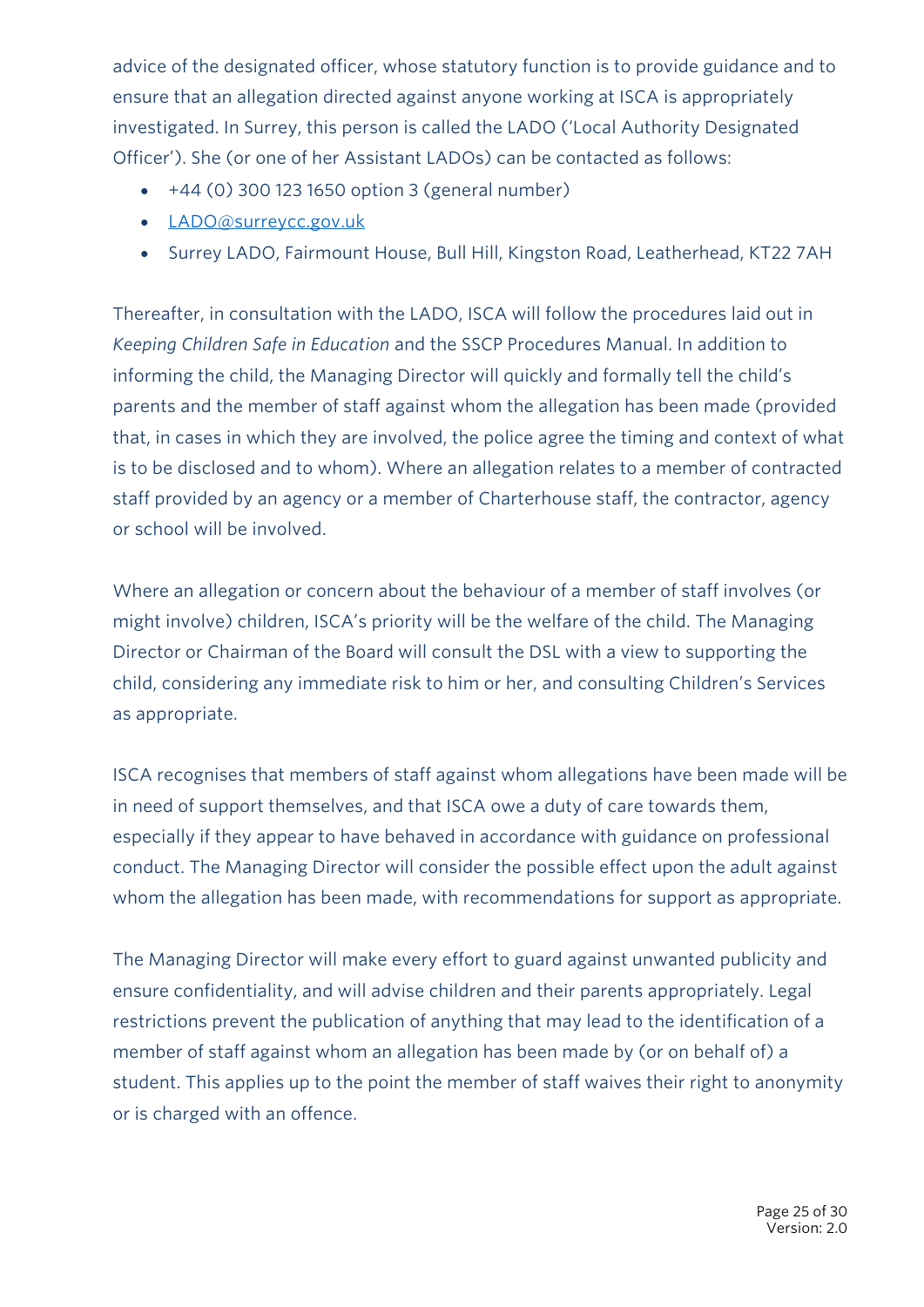advice of the designated officer, whose statutory function is to provide guidance and to ensure that an allegation directed against anyone working at ISCA is appropriately investigated. In Surrey, this person is called the LADO ('Local Authority Designated Officer'). She (or one of her Assistant LADOs) can be contacted as follows:

- +44 (0) 300 123 1650 option 3 (general number)
- [LADO@surreycc.gov.uk](mailto:LADO@surreycc.gov.uk)
- Surrey LADO, Fairmount House, Bull Hill, Kingston Road, Leatherhead, KT22 7AH

Thereafter, in consultation with the LADO, ISCA will follow the procedures laid out in *Keeping Children Safe in Education* and the SSCP Procedures Manual. In addition to informing the child, the Managing Director will quickly and formally tell the child's parents and the member of staff against whom the allegation has been made (provided that, in cases in which they are involved, the police agree the timing and context of what is to be disclosed and to whom). Where an allegation relates to a member of contracted staff provided by an agency or a member of Charterhouse staff, the contractor, agency or school will be involved.

Where an allegation or concern about the behaviour of a member of staff involves (or might involve) children, ISCA's priority will be the welfare of the child. The Managing Director or Chairman of the Board will consult the DSL with a view to supporting the child, considering any immediate risk to him or her, and consulting Children's Services as appropriate.

ISCA recognises that members of staff against whom allegations have been made will be in need of support themselves, and that ISCA owe a duty of care towards them, especially if they appear to have behaved in accordance with guidance on professional conduct. The Managing Director will consider the possible effect upon the adult against whom the allegation has been made, with recommendations for support as appropriate.

The Managing Director will make every effort to guard against unwanted publicity and ensure confidentiality, and will advise children and their parents appropriately. Legal restrictions prevent the publication of anything that may lead to the identification of a member of staff against whom an allegation has been made by (or on behalf of) a student. This applies up to the point the member of staff waives their right to anonymity or is charged with an offence.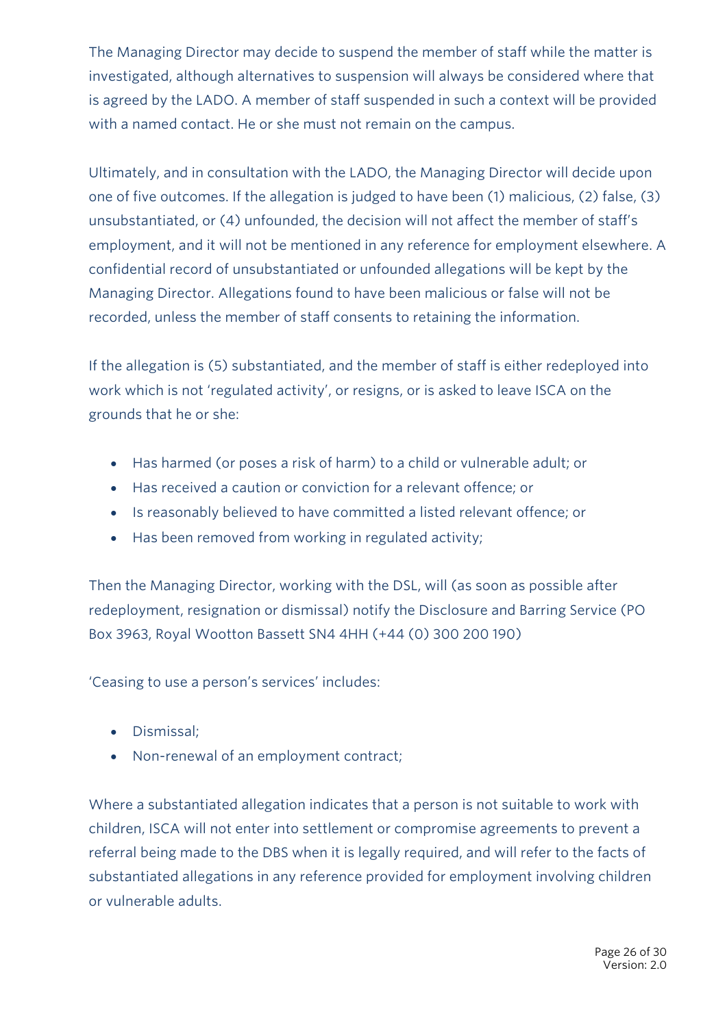The Managing Director may decide to suspend the member of staff while the matter is investigated, although alternatives to suspension will always be considered where that is agreed by the LADO. A member of staff suspended in such a context will be provided with a named contact. He or she must not remain on the campus.

Ultimately, and in consultation with the LADO, the Managing Director will decide upon one of five outcomes. If the allegation is judged to have been (1) malicious, (2) false, (3) unsubstantiated, or (4) unfounded, the decision will not affect the member of staff's employment, and it will not be mentioned in any reference for employment elsewhere. A confidential record of unsubstantiated or unfounded allegations will be kept by the Managing Director. Allegations found to have been malicious or false will not be recorded, unless the member of staff consents to retaining the information.

If the allegation is (5) substantiated, and the member of staff is either redeployed into work which is not 'regulated activity', or resigns, or is asked to leave ISCA on the grounds that he or she:

- Has harmed (or poses a risk of harm) to a child or vulnerable adult; or
- Has received a caution or conviction for a relevant offence; or
- Is reasonably believed to have committed a listed relevant offence; or
- Has been removed from working in regulated activity;

Then the Managing Director, working with the DSL, will (as soon as possible after redeployment, resignation or dismissal) notify the Disclosure and Barring Service (PO Box 3963, Royal Wootton Bassett SN4 4HH (+44 (0) 300 200 190)

'Ceasing to use a person's services' includes:

- Dismissal;
- Non-renewal of an employment contract;

Where a substantiated allegation indicates that a person is not suitable to work with children, ISCA will not enter into settlement or compromise agreements to prevent a referral being made to the DBS when it is legally required, and will refer to the facts of substantiated allegations in any reference provided for employment involving children or vulnerable adults.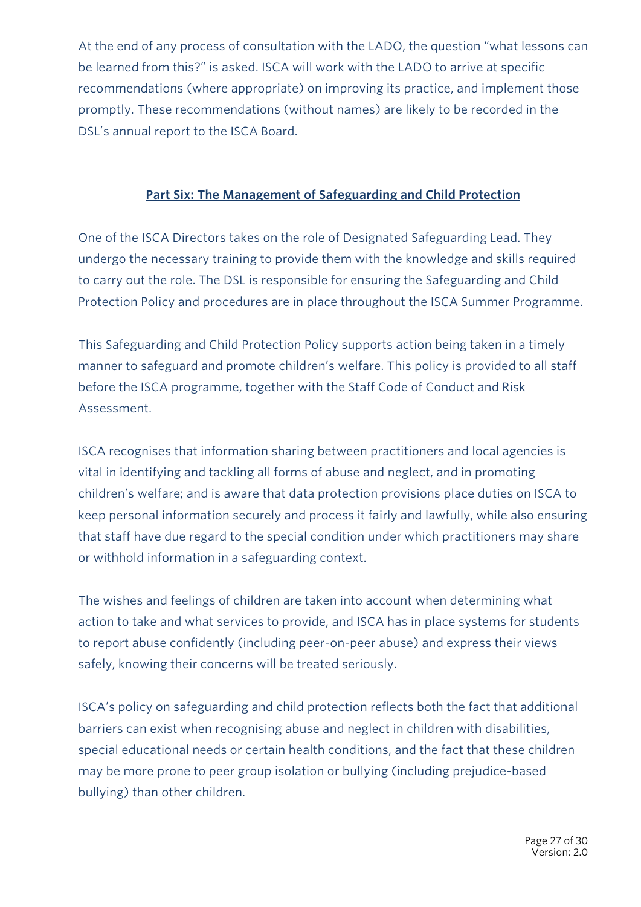At the end of any process of consultation with the LADO, the question "what lessons can be learned from this?" is asked. ISCA will work with the LADO to arrive at specific recommendations (where appropriate) on improving its practice, and implement those promptly. These recommendations (without names) are likely to be recorded in the DSL's annual report to the ISCA Board.

## Part Six: The Management of Safeguarding and Child Protection

One of the ISCA Directors takes on the role of Designated Safeguarding Lead. They undergo the necessary training to provide them with the knowledge and skills required to carry out the role. The DSL is responsible for ensuring the Safeguarding and Child Protection Policy and procedures are in place throughout the ISCA Summer Programme.

This Safeguarding and Child Protection Policy supports action being taken in a timely manner to safeguard and promote children's welfare. This policy is provided to all staff before the ISCA programme, together with the Staff Code of Conduct and Risk Assessment.

ISCA recognises that information sharing between practitioners and local agencies is vital in identifying and tackling all forms of abuse and neglect, and in promoting children's welfare; and is aware that data protection provisions place duties on ISCA to keep personal information securely and process it fairly and lawfully, while also ensuring that staff have due regard to the special condition under which practitioners may share or withhold information in a safeguarding context.

The wishes and feelings of children are taken into account when determining what action to take and what services to provide, and ISCA has in place systems for students to report abuse confidently (including peer-on-peer abuse) and express their views safely, knowing their concerns will be treated seriously.

ISCA's policy on safeguarding and child protection reflects both the fact that additional barriers can exist when recognising abuse and neglect in children with disabilities, special educational needs or certain health conditions, and the fact that these children may be more prone to peer group isolation or bullying (including prejudice-based bullying) than other children.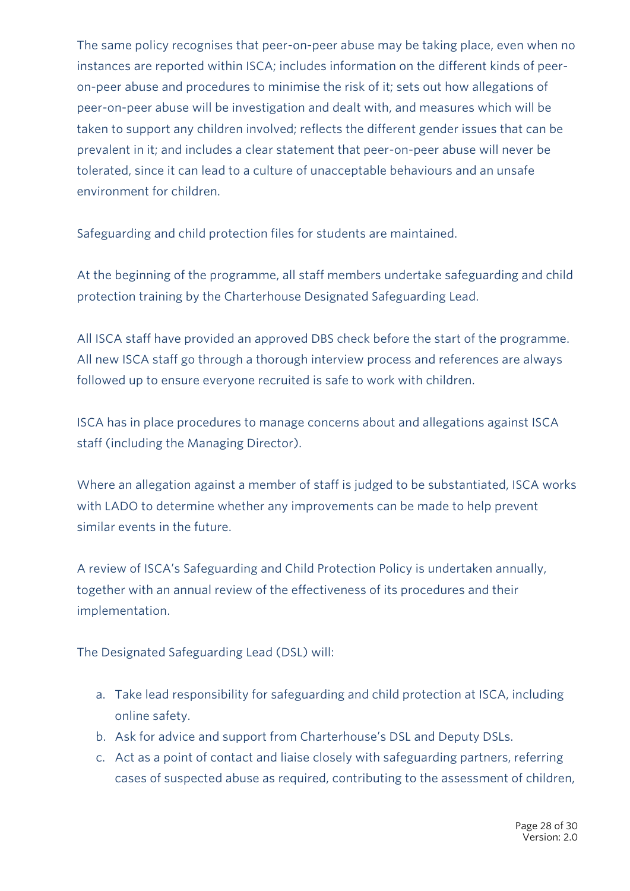The same policy recognises that peer-on-peer abuse may be taking place, even when no instances are reported within ISCA; includes information on the different kinds of peer-on-peer abuse and procedures to minimise the risk of it; sets out how allegations of peer-on-peer abuse will be investigation and dealt with, and measures which will be taken to support any children involved; reflects the different gender issues that can be prevalent in it; and includes a clear statement that peer-on-peer abuse will never be tolerated, since it can lead to a culture of unacceptable behaviours and an unsafe environment for children.

Safeguarding and child protection files for students are maintained.

At the beginning of the programme, all staff members undertake safeguarding and child protection training by the Charterhouse Designated Safeguarding Lead.

All ISCA staff have provided an approved DBS check before the start of the programme. All new ISCA staff go through a thorough interview process and references are always followed up to ensure everyone recruited is safe to work with children.

ISCA has in place procedures to manage concerns about and allegations against ISCA staff (including the Managing Director).

Where an allegation against a member of staff is judged to be substantiated, ISCA works with LADO to determine whether any improvements can be made to help prevent similar events in the future.

A review of ISCA's Safeguarding and Child Protection Policy is undertaken annually, together with an annual review of the effectiveness of its procedures and their implementation.

The Designated Safeguarding Lead (DSL) will:

a. Take lead responsibility for safeguarding and child protection at ISCA, including online safety.
b. Ask for advice and support from Charterhouse's DSL and Deputy DSLs.
c. Act as a point of contact and liaise closely with safeguarding partners, referring cases of suspected abuse as required, contributing to the assessment of children,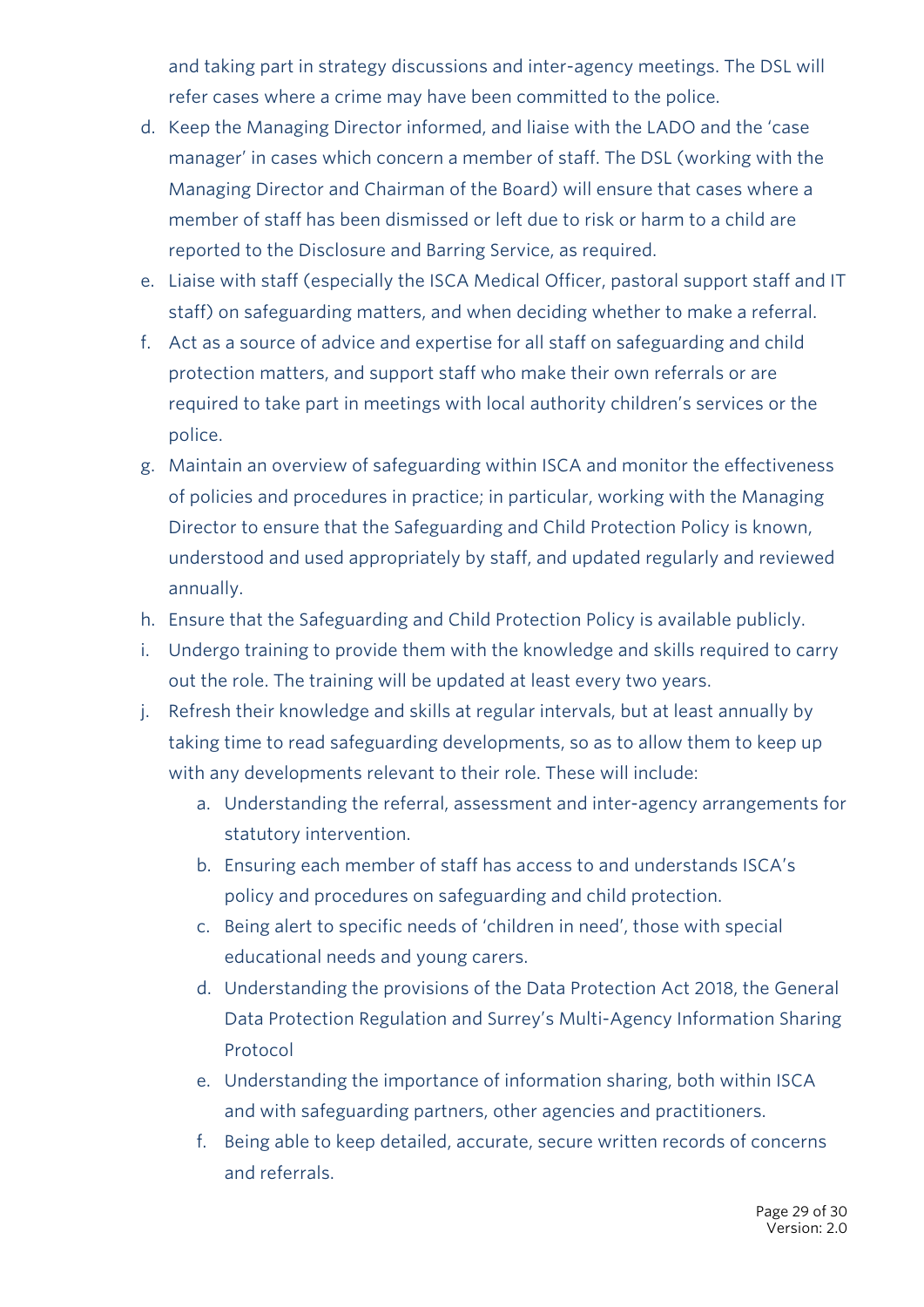and taking part in strategy discussions and inter-agency meetings. The DSL will refer cases where a crime may have been committed to the police.

d. Keep the Managing Director informed, and liaise with the LADO and the 'case manager' in cases which concern a member of staff. The DSL (working with the Managing Director and Chairman of the Board) will ensure that cases where a member of staff has been dismissed or left due to risk or harm to a child are reported to the Disclosure and Barring Service, as required.
e. Liaise with staff (especially the ISCA Medical Officer, pastoral support staff and IT staff) on safeguarding matters, and when deciding whether to make a referral.
f. Act as a source of advice and expertise for all staff on safeguarding and child protection matters, and support staff who make their own referrals or are required to take part in meetings with local authority children's services or the police.
g. Maintain an overview of safeguarding within ISCA and monitor the effectiveness of policies and procedures in practice; in particular, working with the Managing Director to ensure that the Safeguarding and Child Protection Policy is known, understood and used appropriately by staff, and updated regularly and reviewed annually.
h. Ensure that the Safeguarding and Child Protection Policy is available publicly.
i. Undergo training to provide them with the knowledge and skills required to carry out the role. The training will be updated at least every two years.
j. Refresh their knowledge and skills at regular intervals, but at least annually by taking time to read safeguarding developments, so as to allow them to keep up with any developments relevant to their role. These will include:
    a. Understanding the referral, assessment and inter-agency arrangements for statutory intervention.
    b. Ensuring each member of staff has access to and understands ISCA's policy and procedures on safeguarding and child protection.
    c. Being alert to specific needs of 'children in need', those with special educational needs and young carers.
    d. Understanding the provisions of the Data Protection Act 2018, the General Data Protection Regulation and Surrey's Multi-Agency Information Sharing Protocol
    e. Understanding the importance of information sharing, both within ISCA and with safeguarding partners, other agencies and practitioners.
    f. Being able to keep detailed, accurate, secure written records of concerns and referrals.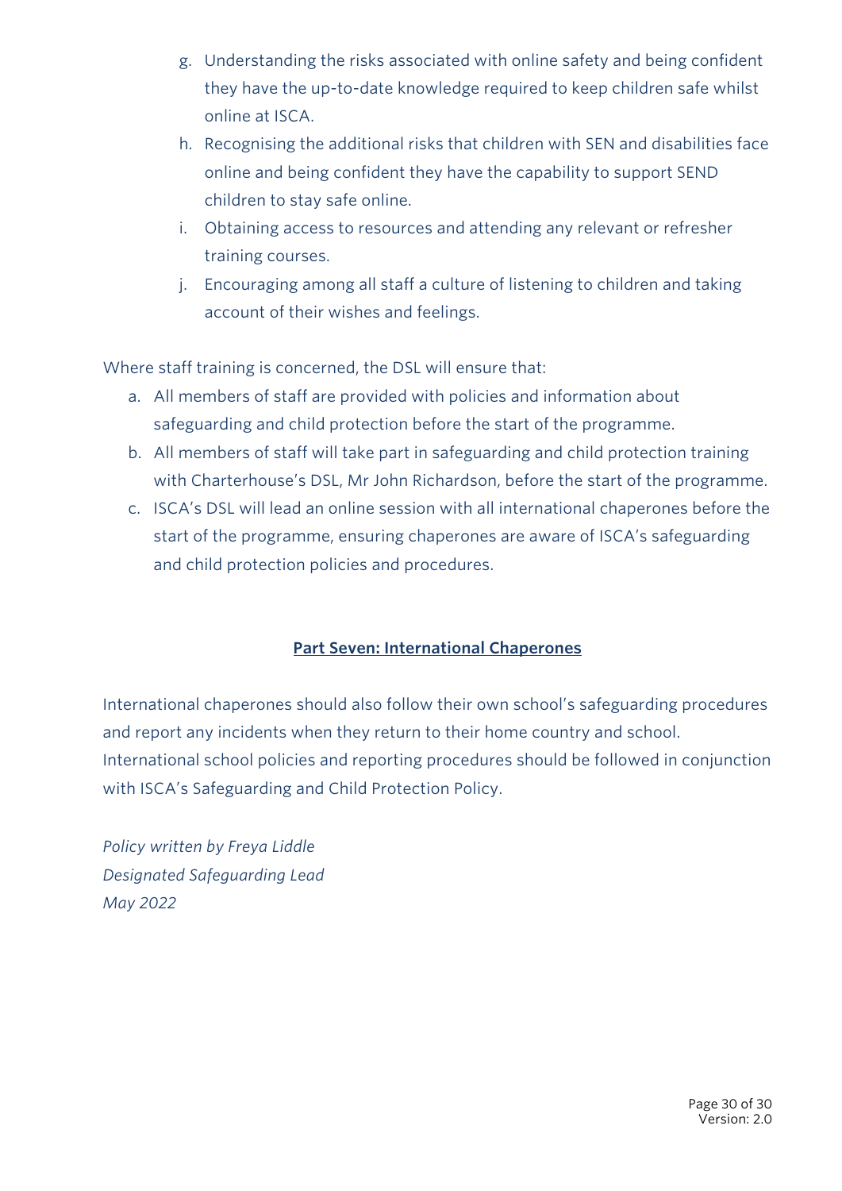g. Understanding the risks associated with online safety and being confident they have the up-to-date knowledge required to keep children safe whilst online at ISCA.
h. Recognising the additional risks that children with SEN and disabilities face online and being confident they have the capability to support SEND children to stay safe online.
i. Obtaining access to resources and attending any relevant or refresher training courses.
j. Encouraging among all staff a culture of listening to children and taking account of their wishes and feelings.

Where staff training is concerned, the DSL will ensure that:

a. All members of staff are provided with policies and information about safeguarding and child protection before the start of the programme.
b. All members of staff will take part in safeguarding and child protection training with Charterhouse's DSL, Mr John Richardson, before the start of the programme.
c. ISCA's DSL will lead an online session with all international chaperones before the start of the programme, ensuring chaperones are aware of ISCA's safeguarding and child protection policies and procedures.

## Part Seven: International Chaperones

International chaperones should also follow their own school's safeguarding procedures and report any incidents when they return to their home country and school. International school policies and reporting procedures should be followed in conjunction with ISCA's Safeguarding and Child Protection Policy.

*Policy written by Freya Liddle*
*Designated Safeguarding Lead*
*May 2022*

Version: 2.0